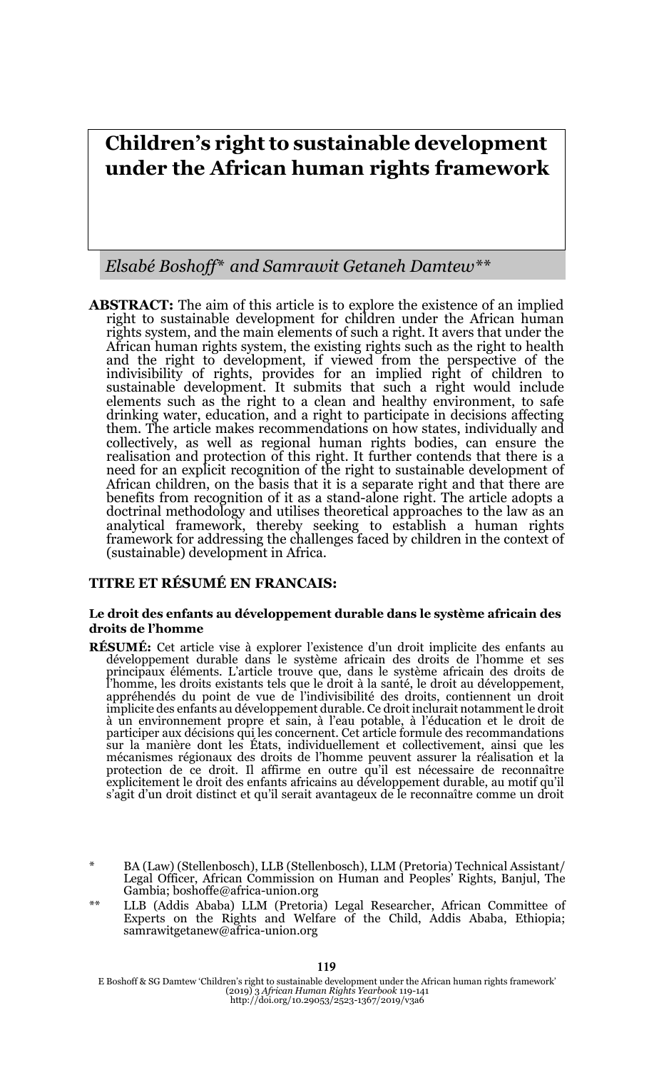# Children's right to sustainable development under the African human rights framework

*Elsabé Boshoff\* and Samrawit Getaneh Damtew\*\**

**ABSTRACT:** The aim of this article is to explore the existence of an implied right to sustainable development for children under the African human rights system, and the main elements of such a right. It avers that under the African human rights system, the existing rights such as the right to health and the right to development, if viewed from the perspective of the indivisibility of rights, provides for an implied right of children to sustainable development. It submits that such a right would include elements such as the right to a clean and healthy environment, to safe drinking water, education, and a right to participate in decisions affecting them. The article makes recommendations on how states, individually and collectively, as well as regional human rights bodies, can ensure the realisation and protection of this right. It further contends that there is a need for an explicit recognition of the right to sustainable development of African children, on the basis that it is a separate right and that there are benefits from recognition of it as a stand-alone right. The article adopts a doctrinal methodology and utilises theoretical approaches to the law as an analytical framework, thereby seeking to establish a human rights framework for addressing the challenges faced by children in the context of (sustainable) development in Africa.

**TITRE ET RÉSUMÉ EN FRANCAIS:**

**Le droit des enfants au développement durable dans le système africain des droits de l'homme**

**RÉSUMÉ:** Cet article vise à explorer l'existence d'un droit implicite des enfants au développement durable dans le système africain des droits de l'homme et ses principaux éléments. L'article trouve que, dans le système africain des droits de l'homme, les droits existants tels que le droit à la santé, le droit au développement, appréhendés du point de vue de l'indivisibilité des droits, contiennent un droit implicite des enfants au développement durable. Ce droit inclurait notamment le droit à un environnement propre et sain, à l'eau potable, à l'éducation et le droit de participer aux décisions qui les concernent. Cet article formule des recommandations sur la manière dont les États, individuellement et collectivement, ainsi que les mécanismes régionaux des droits de l'homme peuvent assurer la réalisation et la protection de ce droit. Il affirme en outre qu'il est nécessaire de reconnaître explicitement le droit des enfants africains au développement durable, au motif qu'il s'agit d'un droit distinct et qu'il serait avantageux de le reconnaître comme un droit

\* BA (Law) (Stellenbosch), LLB (Stellenbosch), LLM (Pretoria) Technical Assistant/ Legal Officer, African Commission on Human and Peoples' Rights, Banjul, The Gambia; boshoffe@africa-union.org

\*\* LLB (Addis Ababa) LLM (Pretoria) Legal Researcher, African Committee of Experts on the Rights and Welfare of the Child, Addis Ababa, Ethiopia; samrawitgetanew@africa-union.org

E Boshoff & SG Damtew 'Children's right to sustainable development under the African human rights framework' (2019) 3 *African Human Rights Yearbook* 119-141
http://doi.org/10.29053/2523-1367/2019/v3a6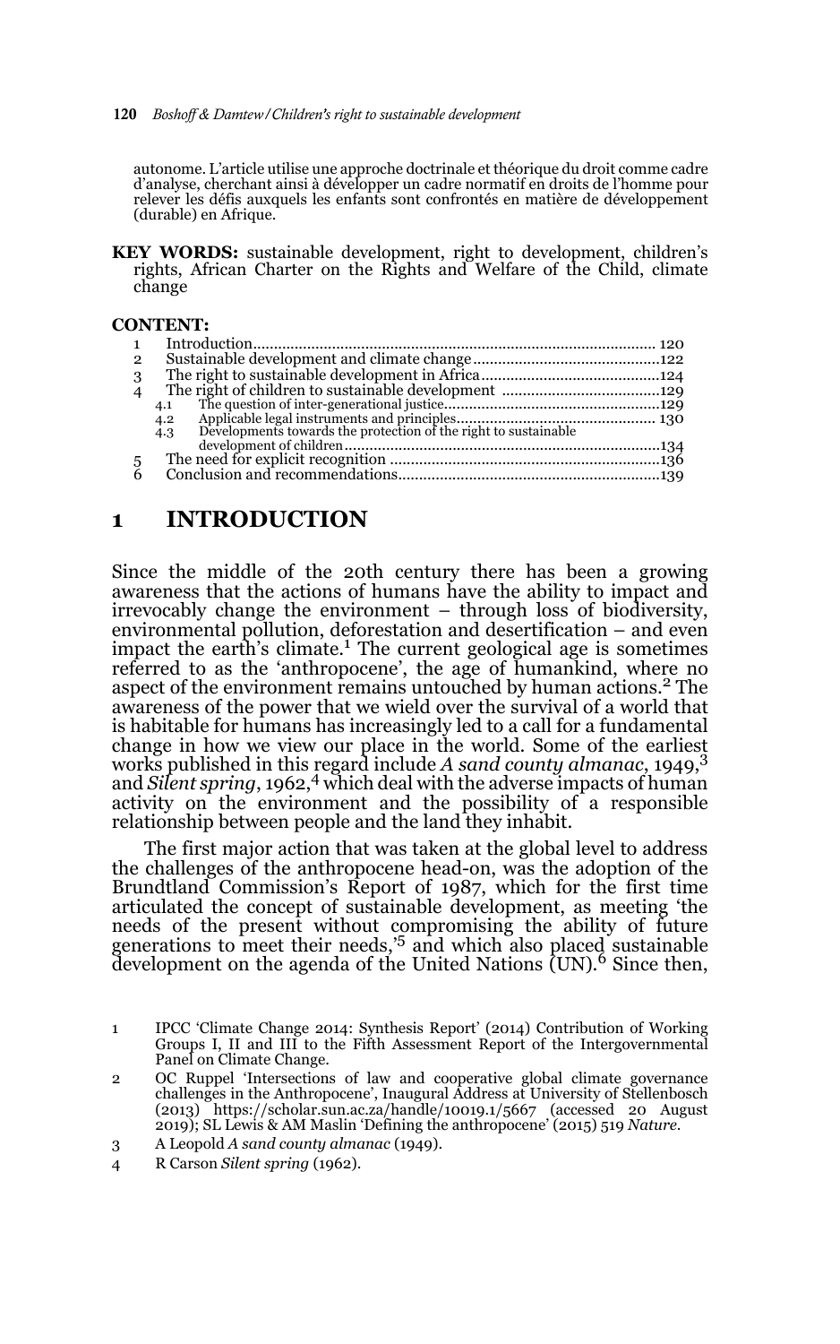autonome. L'article utilise une approche doctrinale et théorique du droit comme cadre d'analyse, cherchant ainsi à développer un cadre normatif en droits de l'homme pour relever les défis auxquels les enfants sont confrontés en matière de développement (durable) en Afrique.

**KEY WORDS:** sustainable development, right to development, children's rights, African Charter on the Rights and Welfare of the Child, climate change

**CONTENT:**

1 Introduction ... 120
2 Sustainable development and climate change ... 122
3 The right to sustainable development in Africa ... 124
4 The right of children to sustainable development ... 129
  4.1 The question of inter-generational justice ... 129
  4.2 Applicable legal instruments and principles ... 130
  4.3 Developments towards the protection of the right to sustainable development of children ... 134
5 The need for explicit recognition ... 136
6 Conclusion and recommendations ... 139

# 1 INTRODUCTION

Since the middle of the 20th century there has been a growing awareness that the actions of humans have the ability to impact and irrevocably change the environment – through loss of biodiversity, environmental pollution, deforestation and desertification – and even impact the earth's climate.[1] The current geological age is sometimes referred to as the 'anthropocene', the age of humankind, where no aspect of the environment remains untouched by human actions.[2] The awareness of the power that we wield over the survival of a world that is habitable for humans has increasingly led to a call for a fundamental change in how we view our place in the world. Some of the earliest works published in this regard include *A sand county almanac*, 1949,[3] and *Silent spring*, 1962,[4] which deal with the adverse impacts of human activity on the environment and the possibility of a responsible relationship between people and the land they inhabit.

The first major action that was taken at the global level to address the challenges of the anthropocene head-on, was the adoption of the Brundtland Commission's Report of 1987, which for the first time articulated the concept of sustainable development, as meeting 'the needs of the present without compromising the ability of future generations to meet their needs,'[5] and which also placed sustainable development on the agenda of the United Nations (UN).[6] Since then,

1 IPCC 'Climate Change 2014: Synthesis Report' (2014) Contribution of Working Groups I, II and III to the Fifth Assessment Report of the Intergovernmental Panel on Climate Change.

2 OC Ruppel 'Intersections of law and cooperative global climate governance challenges in the Anthropocene', Inaugural Address at University of Stellenbosch (2013) https://scholar.sun.ac.za/handle/10019.1/5667 (accessed 20 August 2019); SL Lewis & AM Maslin 'Defining the anthropocene' (2015) 519 *Nature*.

3 A Leopold *A sand county almanac* (1949).

4 R Carson *Silent spring* (1962).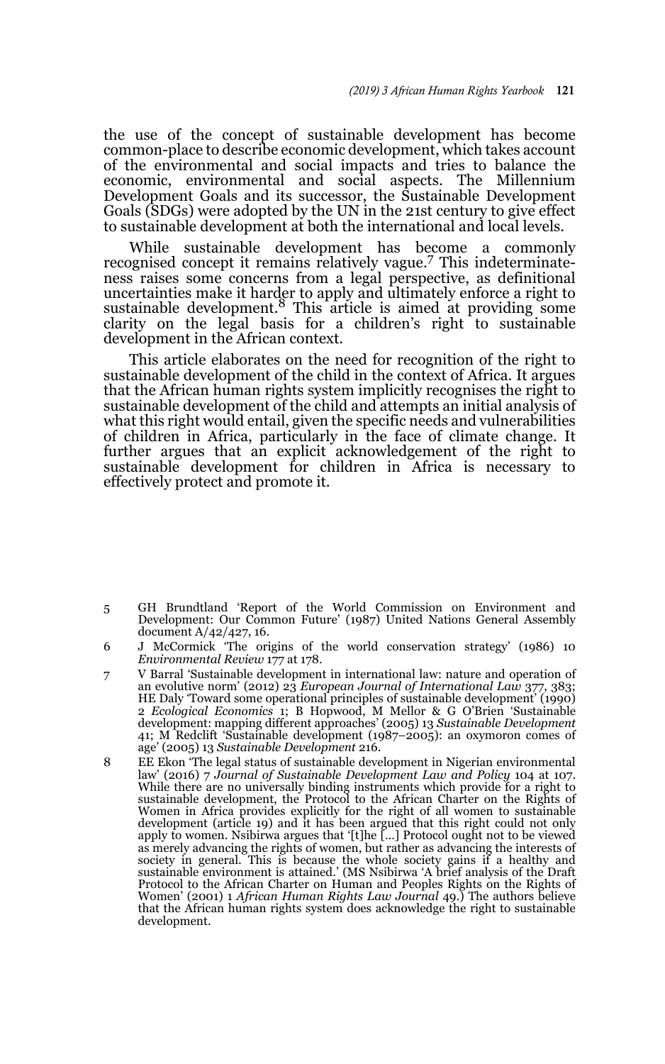the use of the concept of sustainable development has become common-place to describe economic development, which takes account of the environmental and social impacts and tries to balance the economic, environmental and social aspects. The Millennium Development Goals and its successor, the Sustainable Development Goals (SDGs) were adopted by the UN in the 21st century to give effect to sustainable development at both the international and local levels.

While sustainable development has become a commonly recognised concept it remains relatively vague.[7] This indeterminateness raises some concerns from a legal perspective, as definitional uncertainties make it harder to apply and ultimately enforce a right to sustainable development.[8] This article is aimed at providing some clarity on the legal basis for a children's right to sustainable development in the African context.

This article elaborates on the need for recognition of the right to sustainable development of the child in the context of Africa. It argues that the African human rights system implicitly recognises the right to sustainable development of the child and attempts an initial analysis of what this right would entail, given the specific needs and vulnerabilities of children in Africa, particularly in the face of climate change. It further argues that an explicit acknowledgement of the right to sustainable development for children in Africa is necessary to effectively protect and promote it.

5 GH Brundtland 'Report of the World Commission on Environment and Development: Our Common Future' (1987) United Nations General Assembly document A/42/427, 16.

6 J McCormick 'The origins of the world conservation strategy' (1986) 10 *Environmental Review* 177 at 178.

7 V Barral 'Sustainable development in international law: nature and operation of an evolutive norm' (2012) 23 *European Journal of International Law* 377, 383; HE Daly 'Toward some operational principles of sustainable development' (1990) 2 *Ecological Economics* 1; B Hopwood, M Mellor & G O'Brien 'Sustainable development: mapping different approaches' (2005) 13 *Sustainable Development* 41; M Redclift 'Sustainable development (1987–2005): an oxymoron comes of age' (2005) 13 *Sustainable Development* 216.

8 EE Ekon 'The legal status of sustainable development in Nigerian environmental law' (2016) 7 *Journal of Sustainable Development Law and Policy* 104 at 107. While there are no universally binding instruments which provide for a right to sustainable development, the Protocol to the African Charter on the Rights of Women in Africa provides explicitly for the right of all women to sustainable development (article 19) and it has been argued that this right could not only apply to women. Nsibirwa argues that '[t]he [...] Protocol ought not to be viewed as merely advancing the rights of women, but rather as advancing the interests of society in general. This is because the whole society gains if a healthy and sustainable environment is attained.' (MS Nsibirwa 'A brief analysis of the Draft Protocol to the African Charter on Human and Peoples Rights on the Rights of Women' (2001) 1 *African Human Rights Law Journal* 49.) The authors believe that the African human rights system does acknowledge the right to sustainable development.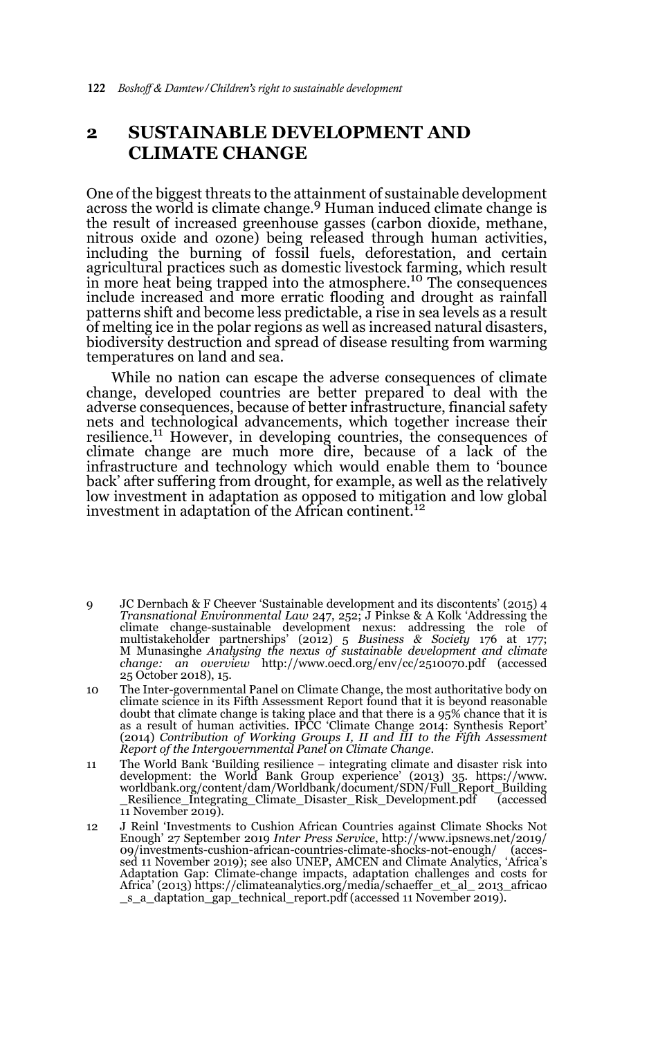## 2 SUSTAINABLE DEVELOPMENT AND CLIMATE CHANGE

One of the biggest threats to the attainment of sustainable development across the world is climate change.[9] Human induced climate change is the result of increased greenhouse gasses (carbon dioxide, methane, nitrous oxide and ozone) being released through human activities, including the burning of fossil fuels, deforestation, and certain agricultural practices such as domestic livestock farming, which result in more heat being trapped into the atmosphere.[10] The consequences include increased and more erratic flooding and drought as rainfall patterns shift and become less predictable, a rise in sea levels as a result of melting ice in the polar regions as well as increased natural disasters, biodiversity destruction and spread of disease resulting from warming temperatures on land and sea.

While no nation can escape the adverse consequences of climate change, developed countries are better prepared to deal with the adverse consequences, because of better infrastructure, financial safety nets and technological advancements, which together increase their resilience.[11] However, in developing countries, the consequences of climate change are much more dire, because of a lack of the infrastructure and technology which would enable them to 'bounce back' after suffering from drought, for example, as well as the relatively low investment in adaptation as opposed to mitigation and low global investment in adaptation of the African continent.[12]

---

9 JC Dernbach & F Cheever 'Sustainable development and its discontents' (2015) 4 *Transnational Environmental Law* 247, 252; J Pinkse & A Kolk 'Addressing the climate change-sustainable development nexus: addressing the role of multistakeholder partnerships' (2012) 5 *Business & Society* 176 at 177; M Munasinghe *Analysing the nexus of sustainable development and climate change: an overview* http://www.oecd.org/env/cc/2510070.pdf (accessed 25 October 2018), 15.

10 The Inter-governmental Panel on Climate Change, the most authoritative body on climate science in its Fifth Assessment Report found that it is beyond reasonable doubt that climate change is taking place and that there is a 95% chance that it is as a result of human activities. IPCC 'Climate Change 2014: Synthesis Report' (2014) *Contribution of Working Groups I, II and III to the Fifth Assessment Report of the Intergovernmental Panel on Climate Change*.

11 The World Bank 'Building resilience – integrating climate and disaster risk into development: the World Bank Group experience' (2013) 35. https://www.worldbank.org/content/dam/Worldbank/document/SDN/Full_Report_Building_Resilience_Integrating_Climate_Disaster_Risk_Development.pdf (accessed 11 November 2019).

12 J Reinl 'Investments to Cushion African Countries against Climate Shocks Not Enough' 27 September 2019 *Inter Press Service*, http://www.ipsnews.net/2019/09/investments-cushion-african-countries-climate-shocks-not-enough/ (accessed 11 November 2019); see also UNEP, AMCEN and Climate Analytics, 'Africa's Adaptation Gap: Climate-change impacts, adaptation challenges and costs for Africa' (2013) https://climateanalytics.org/media/schaeffer_et_al_ 2013_africao_s_a_daptation_gap_technical_report.pdf (accessed 11 November 2019).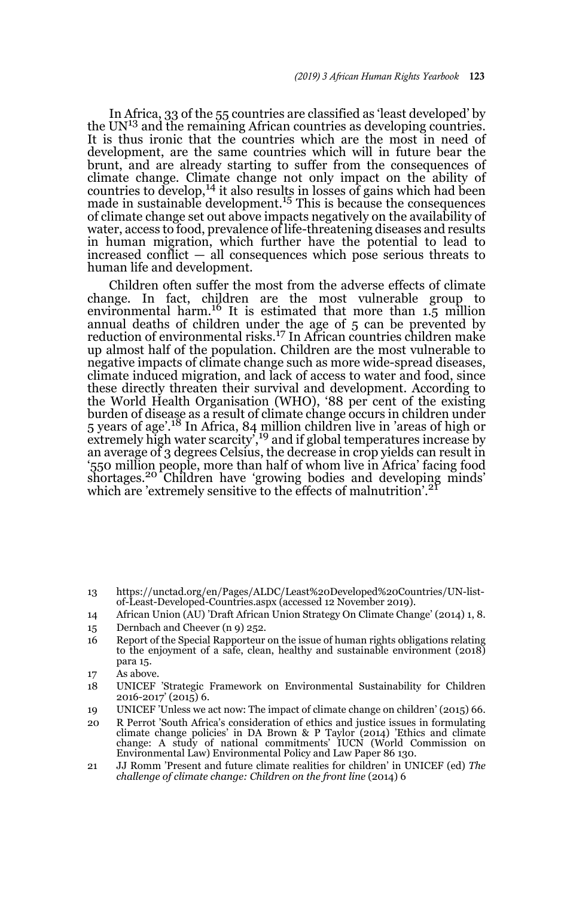In Africa, 33 of the 55 countries are classified as 'least developed' by the UN[13] and the remaining African countries as developing countries. It is thus ironic that the countries which are the most in need of development, are the same countries which will in future bear the brunt, and are already starting to suffer from the consequences of climate change. Climate change not only impact on the ability of countries to develop,[14] it also results in losses of gains which had been made in sustainable development.[15] This is because the consequences of climate change set out above impacts negatively on the availability of water, access to food, prevalence of life-threatening diseases and results in human migration, which further have the potential to lead to increased conflict — all consequences which pose serious threats to human life and development.

Children often suffer the most from the adverse effects of climate change. In fact, children are the most vulnerable group to environmental harm.[16] It is estimated that more than 1.5 million annual deaths of children under the age of 5 can be prevented by reduction of environmental risks.[17] In African countries children make up almost half of the population. Children are the most vulnerable to negative impacts of climate change such as more wide-spread diseases, climate induced migration, and lack of access to water and food, since these directly threaten their survival and development. According to the World Health Organisation (WHO), '88 per cent of the existing burden of disease as a result of climate change occurs in children under 5 years of age'.[18] In Africa, 84 million children live in 'areas of high or extremely high water scarcity',[19] and if global temperatures increase by an average of 3 degrees Celsius, the decrease in crop yields can result in '550 million people, more than half of whom live in Africa' facing food shortages.[20] Children have 'growing bodies and developing minds' which are 'extremely sensitive to the effects of malnutrition'.[21]

13 https://unctad.org/en/Pages/ALDC/Least%20Developed%20Countries/UN-list-of-Least-Developed-Countries.aspx (accessed 12 November 2019).

14 African Union (AU) 'Draft African Union Strategy On Climate Change' (2014) 1, 8.

15 Dernbach and Cheever (n 9) 252.

16 Report of the Special Rapporteur on the issue of human rights obligations relating to the enjoyment of a safe, clean, healthy and sustainable environment (2018) para 15.

17 As above.

18 UNICEF 'Strategic Framework on Environmental Sustainability for Children 2016-2017' (2015) 6.

19 UNICEF 'Unless we act now: The impact of climate change on children' (2015) 66.

20 R Perrot 'South Africa's consideration of ethics and justice issues in formulating climate change policies' in DA Brown & P Taylor (2014) 'Ethics and climate change: A study of national commitments' IUCN (World Commission on Environmental Law) Environmental Policy and Law Paper 86 130.

21 JJ Romm 'Present and future climate realities for children' in UNICEF (ed) *The challenge of climate change: Children on the front line* (2014) 6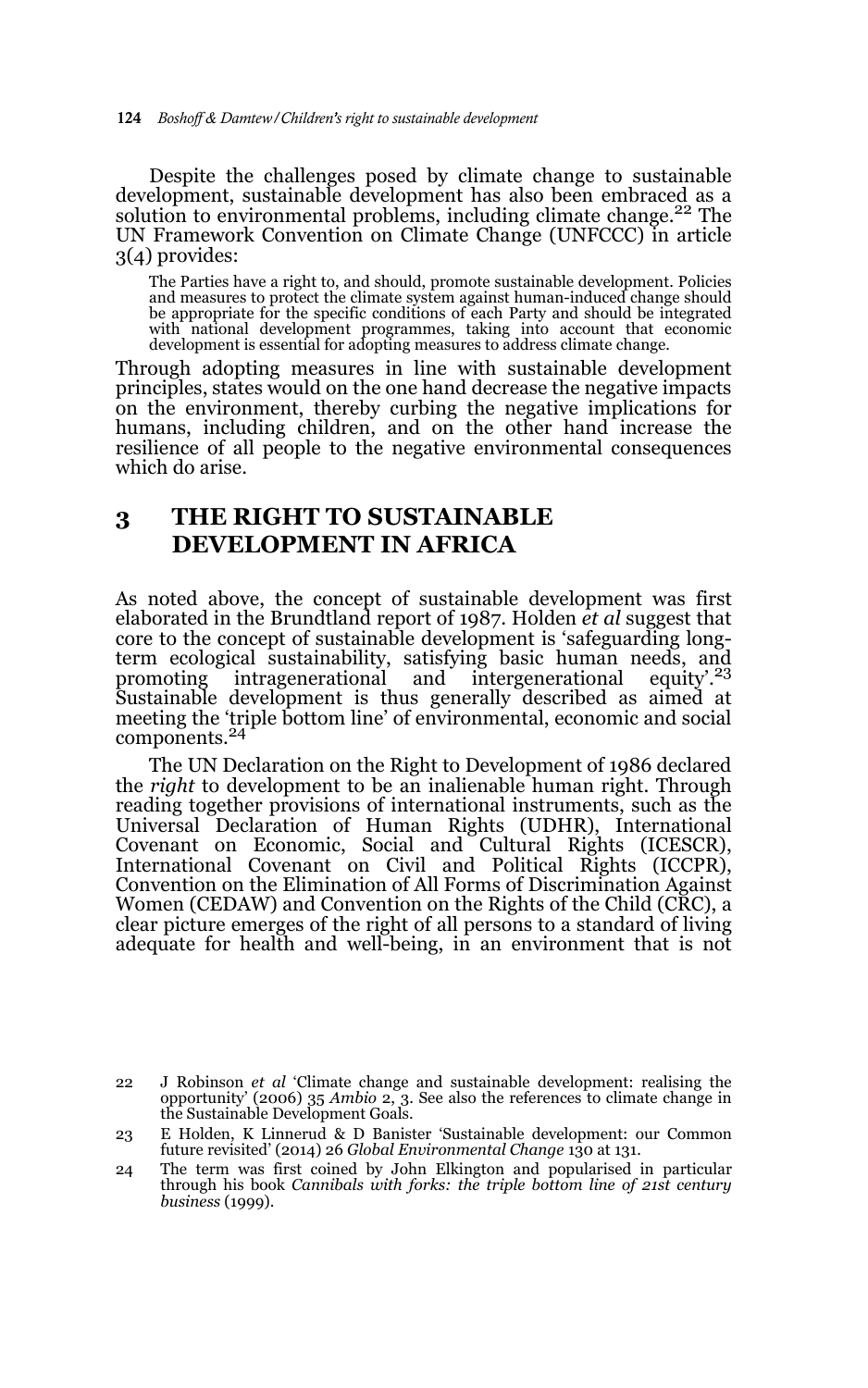Despite the challenges posed by climate change to sustainable development, sustainable development has also been embraced as a solution to environmental problems, including climate change.[22] The UN Framework Convention on Climate Change (UNFCCC) in article 3(4) provides:

> The Parties have a right to, and should, promote sustainable development. Policies and measures to protect the climate system against human-induced change should be appropriate for the specific conditions of each Party and should be integrated with national development programmes, taking into account that economic development is essential for adopting measures to address climate change.

Through adopting measures in line with sustainable development principles, states would on the one hand decrease the negative impacts on the environment, thereby curbing the negative implications for humans, including children, and on the other hand increase the resilience of all people to the negative environmental consequences which do arise.

## 3 THE RIGHT TO SUSTAINABLE DEVELOPMENT IN AFRICA

As noted above, the concept of sustainable development was first elaborated in the Brundtland report of 1987. Holden *et al* suggest that core to the concept of sustainable development is 'safeguarding long-term ecological sustainability, satisfying basic human needs, and promoting intragenerational and intergenerational equity'.[23] Sustainable development is thus generally described as aimed at meeting the 'triple bottom line' of environmental, economic and social components.[24]

The UN Declaration on the Right to Development of 1986 declared the *right* to development to be an inalienable human right. Through reading together provisions of international instruments, such as the Universal Declaration of Human Rights (UDHR), International Covenant on Economic, Social and Cultural Rights (ICESCR), International Covenant on Civil and Political Rights (ICCPR), Convention on the Elimination of All Forms of Discrimination Against Women (CEDAW) and Convention on the Rights of the Child (CRC), a clear picture emerges of the right of all persons to a standard of living adequate for health and well-being, in an environment that is not

---

22 J Robinson *et al* 'Climate change and sustainable development: realising the opportunity' (2006) 35 *Ambio* 2, 3. See also the references to climate change in the Sustainable Development Goals.

23 E Holden, K Linnerud & D Banister 'Sustainable development: our Common future revisited' (2014) 26 *Global Environmental Change* 130 at 131.

24 The term was first coined by John Elkington and popularised in particular through his book *Cannibals with forks: the triple bottom line of 21st century business* (1999).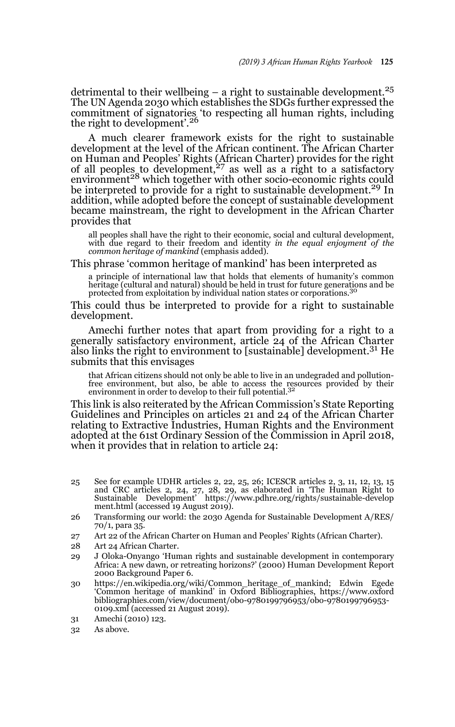detrimental to their wellbeing – a right to sustainable development.[25] The UN Agenda 2030 which establishes the SDGs further expressed the commitment of signatories 'to respecting all human rights, including the right to development'.[26]

A much clearer framework exists for the right to sustainable development at the level of the African continent. The African Charter on Human and Peoples' Rights (African Charter) provides for the right of all peoples to development,[27] as well as a right to a satisfactory environment[28] which together with other socio-economic rights could be interpreted to provide for a right to sustainable development.[29] In addition, while adopted before the concept of sustainable development became mainstream, the right to development in the African Charter provides that

> all peoples shall have the right to their economic, social and cultural development, with due regard to their freedom and identity *in the equal enjoyment of the common heritage of mankind* (emphasis added).

This phrase 'common heritage of mankind' has been interpreted as

> a principle of international law that holds that elements of humanity's common heritage (cultural and natural) should be held in trust for future generations and be protected from exploitation by individual nation states or corporations.[30]

This could thus be interpreted to provide for a right to sustainable development.

Amechi further notes that apart from providing for a right to a generally satisfactory environment, article 24 of the African Charter also links the right to environment to [sustainable] development.[31] He submits that this envisages

> that African citizens should not only be able to live in an undegraded and pollution-free environment, but also, be able to access the resources provided by their environment in order to develop to their full potential.[32]

This link is also reiterated by the African Commission's State Reporting Guidelines and Principles on articles 21 and 24 of the African Charter relating to Extractive Industries, Human Rights and the Environment adopted at the 61st Ordinary Session of the Commission in April 2018, when it provides that in relation to article 24:

---

25 See for example UDHR articles 2, 22, 25, 26; ICESCR articles 2, 3, 11, 12, 13, 15 and CRC articles 2, 24, 27, 28, 29, as elaborated in 'The Human Right to Sustainable Development' https://www.pdhre.org/rights/sustainable-development.html (accessed 19 August 2019).

26 Transforming our world: the 2030 Agenda for Sustainable Development A/RES/70/1, para 35.

27 Art 22 of the African Charter on Human and Peoples' Rights (African Charter).

28 Art 24 African Charter.

29 J Oloka-Onyango 'Human rights and sustainable development in contemporary Africa: A new dawn, or retreating horizons?' (2000) Human Development Report 2000 Background Paper 6.

30 https://en.wikipedia.org/wiki/Common_heritage_of_mankind; Edwin Egede 'Common heritage of mankind' in Oxford Bibliographies, https://www.oxfordbibliographies.com/view/document/obo-9780199796953/obo-9780199796953-0109.xml (accessed 21 August 2019).

31 Amechi (2010) 123.

32 As above.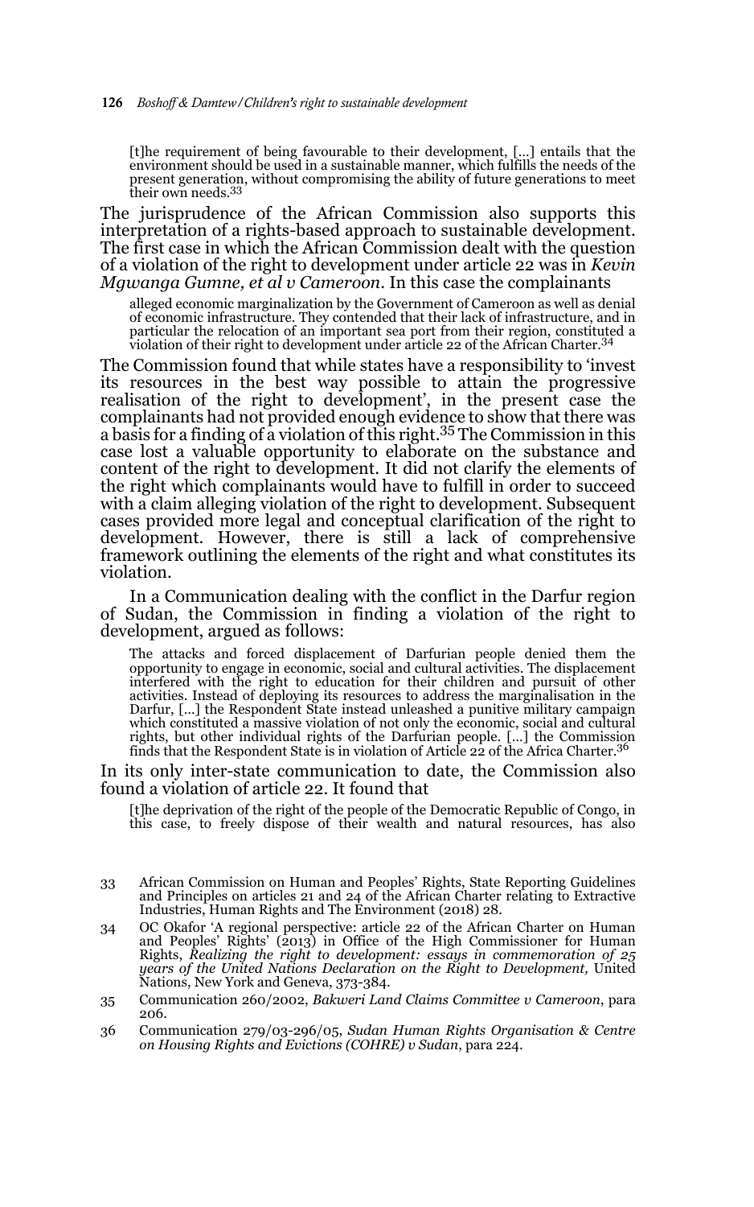> [t]he requirement of being favourable to their development, […] entails that the environment should be used in a sustainable manner, which fulfills the needs of the present generation, without compromising the ability of future generations to meet their own needs.[33]

The jurisprudence of the African Commission also supports this interpretation of a rights-based approach to sustainable development. The first case in which the African Commission dealt with the question of a violation of the right to development under article 22 was in *Kevin Mgwanga Gumne, et al v Cameroon*. In this case the complainants

> alleged economic marginalization by the Government of Cameroon as well as denial of economic infrastructure. They contended that their lack of infrastructure, and in particular the relocation of an important sea port from their region, constituted a violation of their right to development under article 22 of the African Charter.[34]

The Commission found that while states have a responsibility to 'invest its resources in the best way possible to attain the progressive realisation of the right to development', in the present case the complainants had not provided enough evidence to show that there was a basis for a finding of a violation of this right.[35] The Commission in this case lost a valuable opportunity to elaborate on the substance and content of the right to development. It did not clarify the elements of the right which complainants would have to fulfill in order to succeed with a claim alleging violation of the right to development. Subsequent cases provided more legal and conceptual clarification of the right to development. However, there is still a lack of comprehensive framework outlining the elements of the right and what constitutes its violation.

In a Communication dealing with the conflict in the Darfur region of Sudan, the Commission in finding a violation of the right to development, argued as follows:

> The attacks and forced displacement of Darfurian people denied them the opportunity to engage in economic, social and cultural activities. The displacement interfered with the right to education for their children and pursuit of other activities. Instead of deploying its resources to address the marginalisation in the Darfur, […] the Respondent State instead unleashed a punitive military campaign which constituted a massive violation of not only the economic, social and cultural rights, but other individual rights of the Darfurian people. […] the Commission finds that the Respondent State is in violation of Article 22 of the Africa Charter.[36]

In its only inter-state communication to date, the Commission also found a violation of article 22. It found that

> [t]he deprivation of the right of the people of the Democratic Republic of Congo, in this case, to freely dispose of their wealth and natural resources, has also

---

33 African Commission on Human and Peoples' Rights, State Reporting Guidelines and Principles on articles 21 and 24 of the African Charter relating to Extractive Industries, Human Rights and The Environment (2018) 28.

34 OC Okafor 'A regional perspective: article 22 of the African Charter on Human and Peoples' Rights' (2013) in Office of the High Commissioner for Human Rights, *Realizing the right to development: essays in commemoration of 25 years of the United Nations Declaration on the Right to Development,* United Nations, New York and Geneva, 373-384.

35 Communication 260/2002, *Bakweri Land Claims Committee v Cameroon*, para 206.

36 Communication 279/03-296/05, *Sudan Human Rights Organisation & Centre on Housing Rights and Evictions (COHRE) v Sudan*, para 224.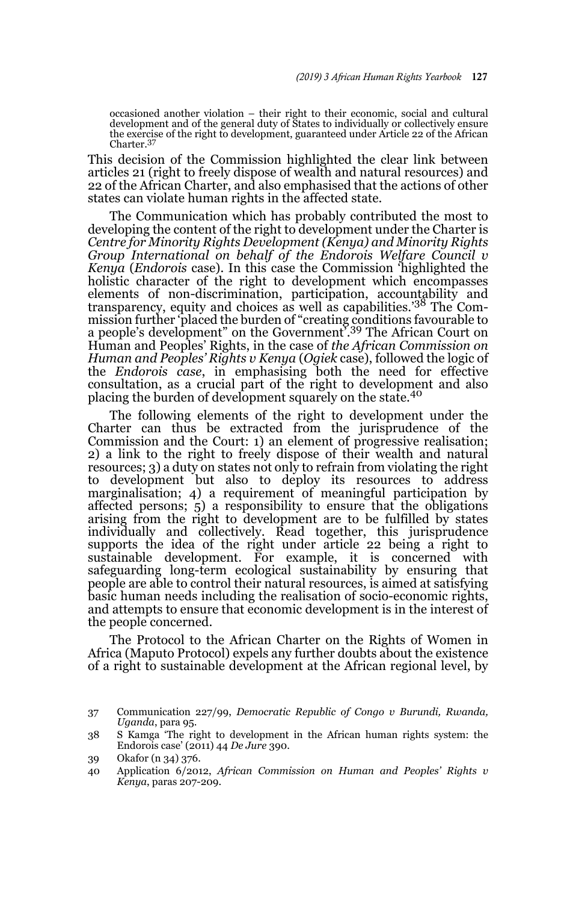occasioned another violation – their right to their economic, social and cultural development and of the general duty of States to individually or collectively ensure the exercise of the right to development, guaranteed under Article 22 of the African Charter.[37]

This decision of the Commission highlighted the clear link between articles 21 (right to freely dispose of wealth and natural resources) and 22 of the African Charter, and also emphasised that the actions of other states can violate human rights in the affected state.

The Communication which has probably contributed the most to developing the content of the right to development under the Charter is *Centre for Minority Rights Development (Kenya) and Minority Rights Group International on behalf of the Endorois Welfare Council v Kenya* (*Endorois* case). In this case the Commission 'highlighted the holistic character of the right to development which encompasses elements of non-discrimination, participation, accountability and transparency, equity and choices as well as capabilities.'[38] The Commission further 'placed the burden of "creating conditions favourable to a people's development" on the Government'.[39] The African Court on Human and Peoples' Rights, in the case of *the African Commission on Human and Peoples' Rights v Kenya* (*Ogiek* case), followed the logic of the *Endorois case*, in emphasising both the need for effective consultation, as a crucial part of the right to development and also placing the burden of development squarely on the state.[40]

The following elements of the right to development under the Charter can thus be extracted from the jurisprudence of the Commission and the Court: 1) an element of progressive realisation; 2) a link to the right to freely dispose of their wealth and natural resources; 3) a duty on states not only to refrain from violating the right to development but also to deploy its resources to address marginalisation; 4) a requirement of meaningful participation by affected persons; 5) a responsibility to ensure that the obligations arising from the right to development are to be fulfilled by states individually and collectively. Read together, this jurisprudence supports the idea of the right under article 22 being a right to sustainable development. For example, it is concerned with safeguarding long-term ecological sustainability by ensuring that people are able to control their natural resources, is aimed at satisfying basic human needs including the realisation of socio-economic rights, and attempts to ensure that economic development is in the interest of the people concerned.

The Protocol to the African Charter on the Rights of Women in Africa (Maputo Protocol) expels any further doubts about the existence of a right to sustainable development at the African regional level, by

---

37 Communication 227/99, *Democratic Republic of Congo v Burundi, Rwanda, Uganda*, para 95.

38 S Kamga 'The right to development in the African human rights system: the Endorois case' (2011) 44 *De Jure* 390.

39 Okafor (n 34) 376.

40 Application 6/2012, *African Commission on Human and Peoples' Rights v Kenya*, paras 207-209.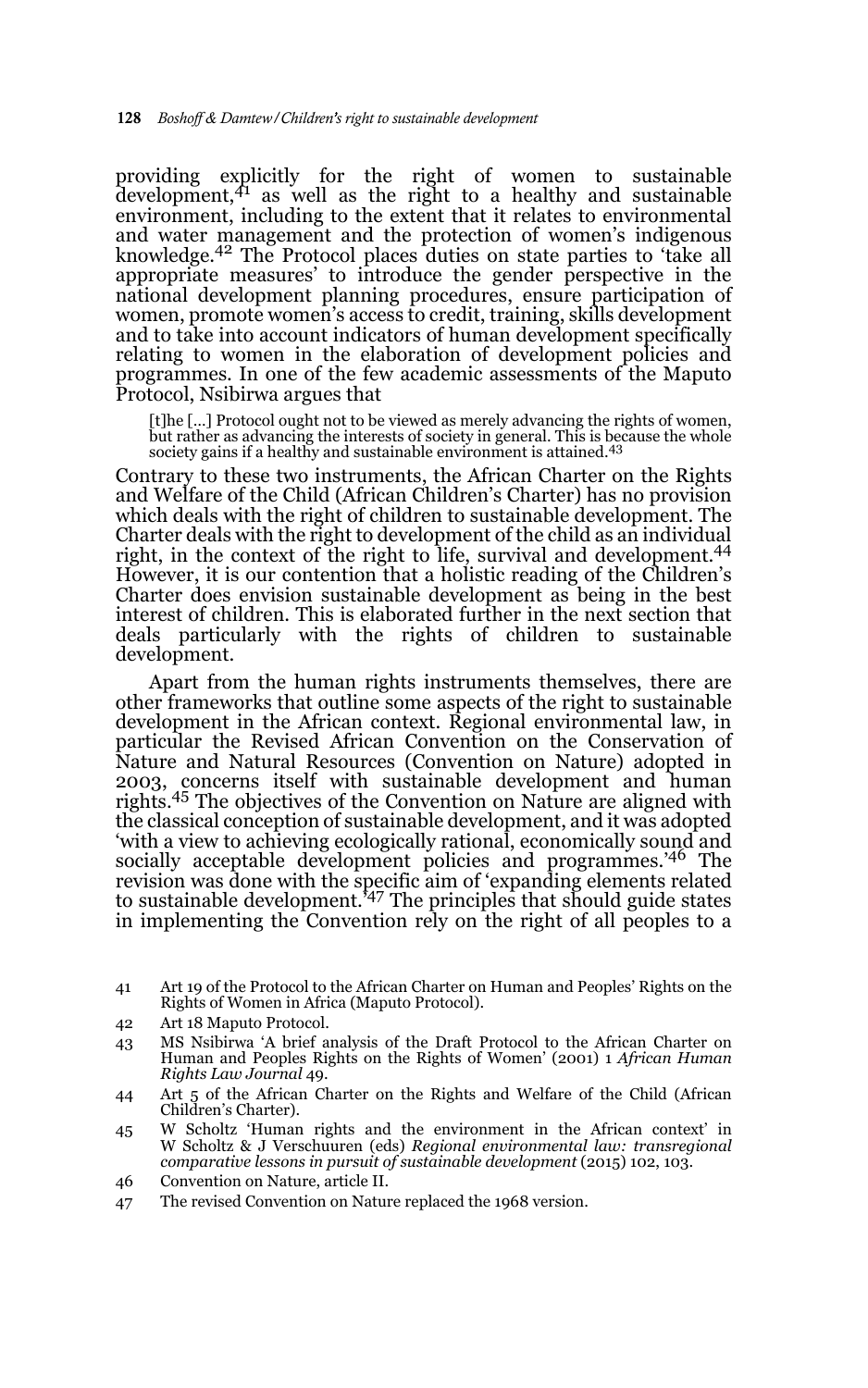providing explicitly for the right of women to sustainable development,[41] as well as the right to a healthy and sustainable environment, including to the extent that it relates to environmental and water management and the protection of women's indigenous knowledge.[42] The Protocol places duties on state parties to 'take all appropriate measures' to introduce the gender perspective in the national development planning procedures, ensure participation of women, promote women's access to credit, training, skills development and to take into account indicators of human development specifically relating to women in the elaboration of development policies and programmes. In one of the few academic assessments of the Maputo Protocol, Nsibirwa argues that

> [t]he [...] Protocol ought not to be viewed as merely advancing the rights of women, but rather as advancing the interests of society in general. This is because the whole society gains if a healthy and sustainable environment is attained.[43]

Contrary two these two instruments, the African Charter on the Rights and Welfare of the Child (African Children's Charter) has no provision which deals with the right of children to sustainable development. The Charter deals with the right to development of the child as an individual right, in the context of the right to life, survival and development.[44] However, it is our contention that a holistic reading of the Children's Charter does envision sustainable development as being in the best interest of children. This is elaborated further in the next section that deals particularly with the rights of children to sustainable development.

Apart from the human rights instruments themselves, there are other frameworks that outline some aspects of the right to sustainable development in the African context. Regional environmental law, in particular the Revised African Convention on the Conservation of Nature and Natural Resources (Convention on Nature) adopted in 2003, concerns itself with sustainable development and human rights.[45] The objectives of the Convention on Nature are aligned with the classical conception of sustainable development, and it was adopted 'with a view to achieving ecologically rational, economically sound and socially acceptable development policies and programmes.'[46] The revision was done with the specific aim of 'expanding elements related to sustainable development.'[47] The principles that should guide states in implementing the Convention rely on the right of all peoples to a

41 Art 19 of the Protocol to the African Charter on Human and Peoples' Rights on the Rights of Women in Africa (Maputo Protocol).

42 Art 18 Maputo Protocol.

43 MS Nsibirwa 'A brief analysis of the Draft Protocol to the African Charter on Human and Peoples Rights on the Rights of Women' (2001) 1 *African Human Rights Law Journal* 49.

44 Art 5 of the African Charter on the Rights and Welfare of the Child (African Children's Charter).

45 W Scholtz 'Human rights and the environment in the African context' in W Scholtz & J Verschuuren (eds) *Regional environmental law: transregional comparative lessons in pursuit of sustainable development* (2015) 102, 103.

46 Convention on Nature, article II.

47 The revised Convention on Nature replaced the 1968 version.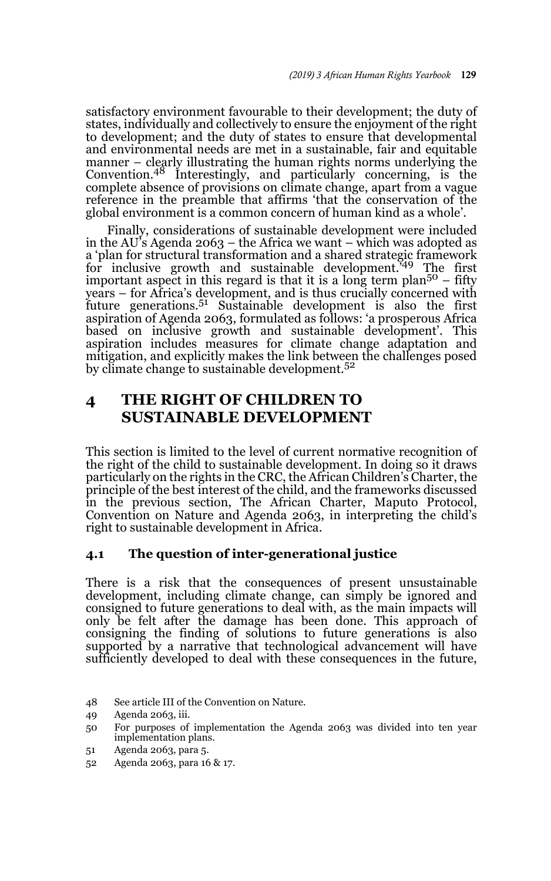satisfactory environment favourable to their development; the duty of states, individually and collectively to ensure the enjoyment of the right to development; and the duty of states to ensure that developmental and environmental needs are met in a sustainable, fair and equitable manner – clearly illustrating the human rights norms underlying the Convention.[48] Interestingly, and particularly concerning, is the complete absence of provisions on climate change, apart from a vague reference in the preamble that affirms 'that the conservation of the global environment is a common concern of human kind as a whole'.

Finally, considerations of sustainable development were included in the AU's Agenda 2063 – the Africa we want – which was adopted as a 'plan for structural transformation and a shared strategic framework for inclusive growth and sustainable development.'[49] The first important aspect in this regard is that it is a long term plan[50] – fifty years – for Africa's development, and is thus crucially concerned with future generations.[51] Sustainable development is also the first aspiration of Agenda 2063, formulated as follows: 'a prosperous Africa based on inclusive growth and sustainable development'. This aspiration includes measures for climate change adaptation and mitigation, and explicitly makes the link between the challenges posed by climate change to sustainable development.[52]

## 4 THE RIGHT OF CHILDREN TO SUSTAINABLE DEVELOPMENT

This section is limited to the level of current normative recognition of the right of the child to sustainable development. In doing so it draws particularly on the rights in the CRC, the African Children's Charter, the principle of the best interest of the child, and the frameworks discussed in the previous section, The African Charter, Maputo Protocol, Convention on Nature and Agenda 2063, in interpreting the child's right to sustainable development in Africa.

### 4.1 The question of inter-generational justice

There is a risk that the consequences of present unsustainable development, including climate change, can simply be ignored and consigned to future generations to deal with, as the main impacts will only be felt after the damage has been done. This approach of consigning the finding of solutions to future generations is also supported by a narrative that technological advancement will have sufficiently developed to deal with these consequences in the future,

48 See article III of the Convention on Nature.

49 Agenda 2063, iii.

50 For purposes of implementation the Agenda 2063 was divided into ten year implementation plans.

51 Agenda 2063, para 5.

52 Agenda 2063, para 16 & 17.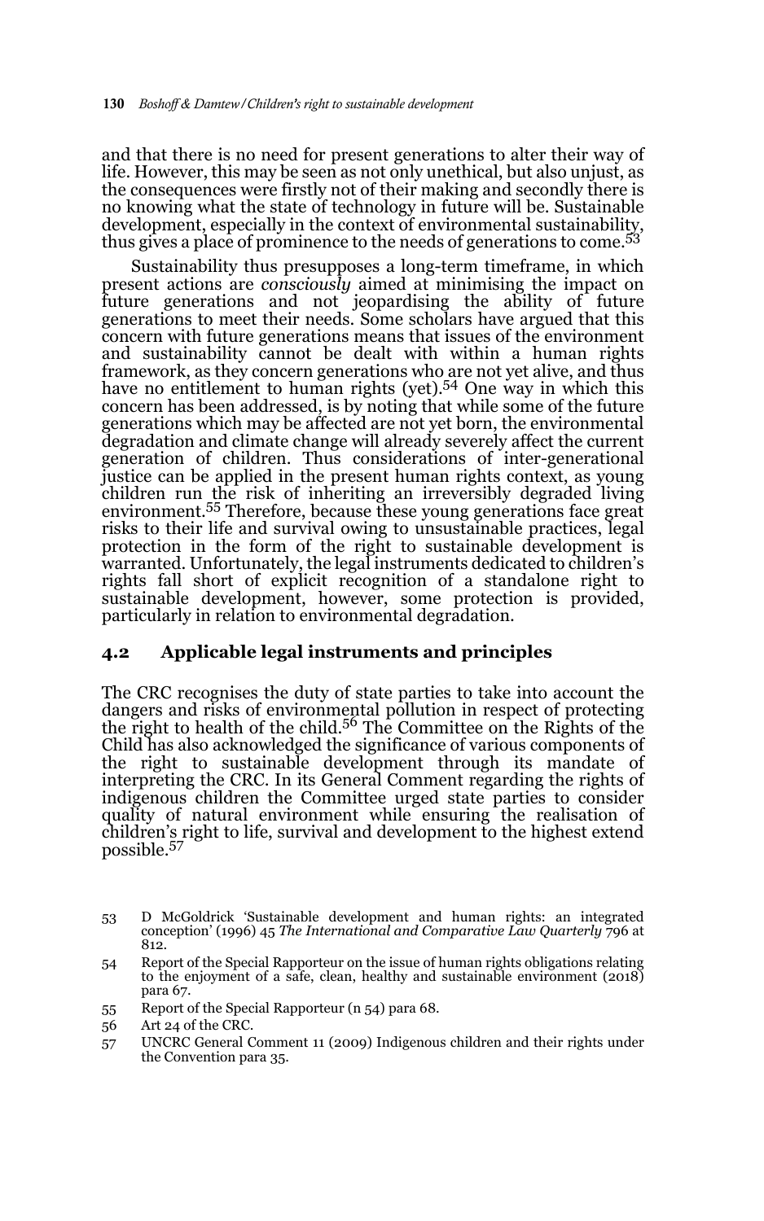and that there is no need for present generations to alter their way of life. However, this may be seen as not only unethical, but also unjust, as the consequences were firstly not of their making and secondly there is no knowing what the state of technology in future will be. Sustainable development, especially in the context of environmental sustainability, thus gives a place of prominence to the needs of generations to come.[53]

Sustainability thus presupposes a long-term timeframe, in which present actions are *consciously* aimed at minimising the impact on future generations and not jeopardising the ability of future generations to meet their needs. Some scholars have argued that this concern with future generations means that issues of the environment and sustainability cannot be dealt with within a human rights framework, as they concern generations who are not yet alive, and thus have no entitlement to human rights (yet).[54] One way in which this concern has been addressed, is by noting that while some of the future generations which may be affected are not yet born, the environmental degradation and climate change will already severely affect the current generation of children. Thus considerations of inter-generational justice can be applied in the present human rights context, as young children run the risk of inheriting an irreversibly degraded living environment.[55] Therefore, because these young generations face great risks to their life and survival owing to unsustainable practices, legal protection in the form of the right to sustainable development is warranted. Unfortunately, the legal instruments dedicated to children's rights fall short of explicit recognition of a standalone right to sustainable development, however, some protection is provided, particularly in relation to environmental degradation.

## 4.2 Applicable legal instruments and principles

The CRC recognises the duty of state parties to take into account the dangers and risks of environmental pollution in respect of protecting the right to health of the child.[56] The Committee on the Rights of the Child has also acknowledged the significance of various components of the right to sustainable development through its mandate of interpreting the CRC. In its General Comment regarding the rights of indigenous children the Committee urged state parties to consider quality of natural environment while ensuring the realisation of children's right to life, survival and development to the highest extend possible.[57]

---

53 D McGoldrick 'Sustainable development and human rights: an integrated conception' (1996) 45 *The International and Comparative Law Quarterly* 796 at 812.

54 Report of the Special Rapporteur on the issue of human rights obligations relating to the enjoyment of a safe, clean, healthy and sustainable environment (2018) para 67.

55 Report of the Special Rapporteur (n 54) para 68.

56 Art 24 of the CRC.

57 UNCRC General Comment 11 (2009) Indigenous children and their rights under the Convention para 35.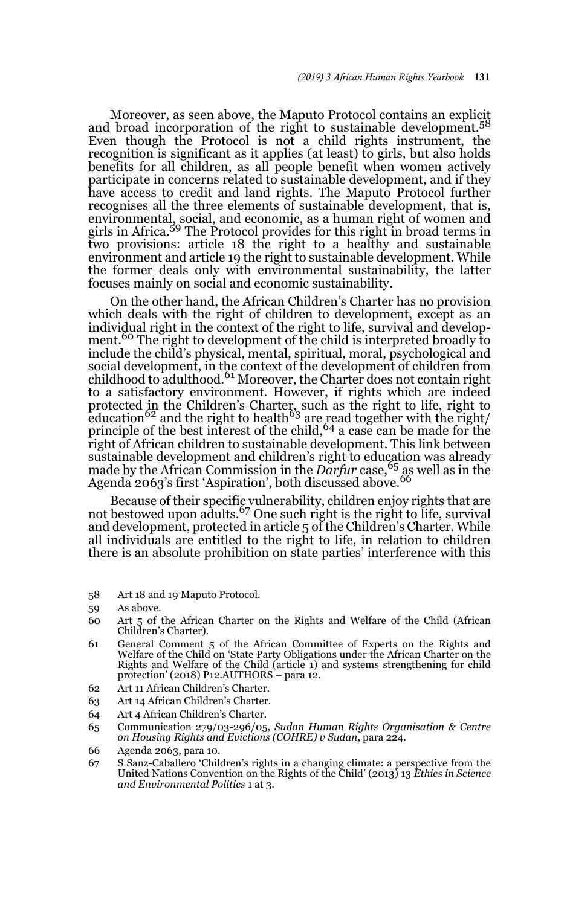Moreover, as seen above, the Maputo Protocol contains an explicit and broad incorporation of the right to sustainable development.[58] Even though the Protocol is not a child rights instrument, the recognition is significant as it applies (at least) to girls, but also holds benefits for all children, as all people benefit when women actively participate in concerns related to sustainable development, and if they have access to credit and land rights. The Maputo Protocol further recognises all the three elements of sustainable development, that is, environmental, social, and economic, as a human right of women and girls in Africa.[59] The Protocol provides for this right in broad terms in two provisions: article 18 the right to a healthy and sustainable environment and article 19 the right to sustainable development. While the former deals only with environmental sustainability, the latter focuses mainly on social and economic sustainability.

On the other hand, the African Children's Charter has no provision which deals with the right of children to development, except as an individual right in the context of the right to life, survival and development.[60] The right to development of the child is interpreted broadly to include the child's physical, mental, spiritual, moral, psychological and social development, in the context of the development of children from childhood to adulthood.[61] Moreover, the Charter does not contain right to a satisfactory environment. However, if rights which are indeed protected in the Children's Charter, such as the right to life, right to education[62] and the right to health[63] are read together with the right/principle of the best interest of the child,[64] a case can be made for the right of African children to sustainable development. This link between sustainable development and children's right to education was already made by the African Commission in the *Darfur* case,[65] as well as in the Agenda 2063's first 'Aspiration', both discussed above.[66]

Because of their specific vulnerability, children enjoy rights that are not bestowed upon adults.[67] One such right is the right to life, survival and development, protected in article 5 of the Children's Charter. While all individuals are entitled to the right to life, in relation to children there is an absolute prohibition on state parties' interference with this

58 Art 18 and 19 Maputo Protocol.

59 As above.

60 Art 5 of the African Charter on the Rights and Welfare of the Child (African Children's Charter).

61 General Comment 5 of the African Committee of Experts on the Rights and Welfare of the Child on 'State Party Obligations under the African Charter on the Rights and Welfare of the Child (article 1) and systems strengthening for child protection' (2018) P12.AUTHORS – para 12.

62 Art 11 African Children's Charter.

63 Art 14 African Children's Charter.

64 Art 4 African Children's Charter.

65 Communication 279/03-296/05, *Sudan Human Rights Organisation & Centre on Housing Rights and Evictions (COHRE) v Sudan*, para 224.

66 Agenda 2063, para 10.

67 S Sanz-Caballero 'Children's rights in a changing climate: a perspective from the United Nations Convention on the Rights of the Child' (2013) 13 *Ethics in Science and Environmental Politics* 1 at 3.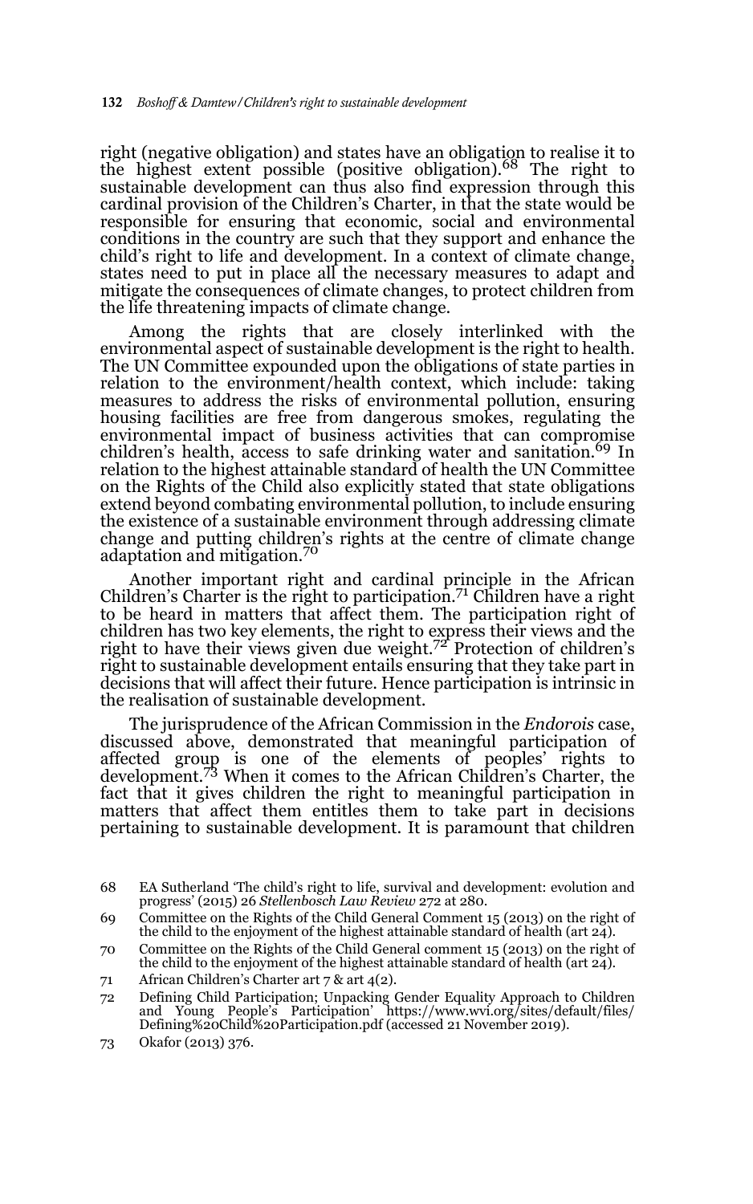right (negative obligation) and states have an obligation to realise it to the highest extent possible (positive obligation).[68] The right to sustainable development can thus also find expression through this cardinal provision of the Children's Charter, in that the state would be responsible for ensuring that economic, social and environmental conditions in the country are such that they support and enhance the child's right to life and development. In a context of climate change, states need to put in place all the necessary measures to adapt and mitigate the consequences of climate changes, to protect children from the life threatening impacts of climate change.

Among the rights that are closely interlinked with the environmental aspect of sustainable development is the right to health. The UN Committee expounded upon the obligations of state parties in relation to the environment/health context, which include: taking measures to address the risks of environmental pollution, ensuring housing facilities are free from dangerous smokes, regulating the environmental impact of business activities that can compromise children's health, access to safe drinking water and sanitation.[69] In relation to the highest attainable standard of health the UN Committee on the Rights of the Child also explicitly stated that state obligations extend beyond combating environmental pollution, to include ensuring the existence of a sustainable environment through addressing climate change and putting children's rights at the centre of climate change adaptation and mitigation.[70]

Another important right and cardinal principle in the African Children's Charter is the right to participation.[71] Children have a right to be heard in matters that affect them. The participation right of children has two key elements, the right to express their views and the right to have their views given due weight.[72] Protection of children's right to sustainable development entails ensuring that they take part in decisions that will affect their future. Hence participation is intrinsic in the realisation of sustainable development.

The jurisprudence of the African Commission in the *Endorois* case, discussed above, demonstrated that meaningful participation of affected group is one of the elements of peoples' rights to development.[73] When it comes to the African Children's Charter, the fact that it gives children the right to meaningful participation in matters that affect them entitles them to take part in decisions pertaining to sustainable development. It is paramount that children

68 EA Sutherland 'The child's right to life, survival and development: evolution and progress' (2015) 26 *Stellenbosch Law Review* 272 at 280.

69 Committee on the Rights of the Child General Comment 15 (2013) on the right of the child to the enjoyment of the highest attainable standard of health (art 24).

70 Committee on the Rights of the Child General comment 15 (2013) on the right of the child to the enjoyment of the highest attainable standard of health (art 24).

71 African Children's Charter art 7 & art 4(2).

72 Defining Child Participation; Unpacking Gender Equality Approach to Children and Young People's Participation' https://www.wvi.org/sites/default/files/Defining%20Child%20Participation.pdf (accessed 21 November 2019).

73 Okafor (2013) 376.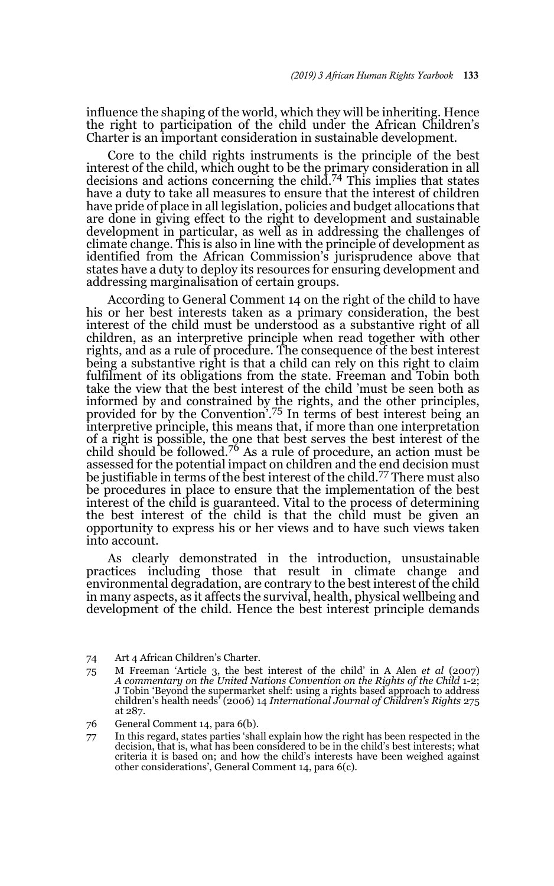influence the shaping of the world, which they will be inheriting. Hence the right to participation of the child under the African Children's Charter is an important consideration in sustainable development.

Core to the child rights instruments is the principle of the best interest of the child, which ought to be the primary consideration in all decisions and actions concerning the child.[74] This implies that states have a duty to take all measures to ensure that the interest of children have pride of place in all legislation, policies and budget allocations that are done in giving effect to the right to development and sustainable development in particular, as well as in addressing the challenges of climate change. This is also in line with the principle of development as identified from the African Commission's jurisprudence above that states have a duty to deploy its resources for ensuring development and addressing marginalisation of certain groups.

According to General Comment 14 on the right of the child to have his or her best interests taken as a primary consideration, the best interest of the child must be understood as a substantive right of all children, as an interpretive principle when read together with other rights, and as a rule of procedure. The consequence of the best interest being a substantive right is that a child can rely on this right to claim fulfilment of its obligations from the state. Freeman and Tobin both take the view that the best interest of the child 'must be seen both as informed by and constrained by the rights, and the other principles, provided for by the Convention'.[75] In terms of best interest being an interpretive principle, this means that, if more than one interpretation of a right is possible, the one that best serves the best interest of the child should be followed.[76] As a rule of procedure, an action must be assessed for the potential impact on children and the end decision must be justifiable in terms of the best interest of the child.[77] There must also be procedures in place to ensure that the implementation of the best interest of the child is guaranteed. Vital to the process of determining the best interest of the child is that the child must be given an opportunity to express his or her views and to have such views taken into account.

As clearly demonstrated in the introduction, unsustainable practices including those that result in climate change and environmental degradation, are contrary to the best interest of the child in many aspects, as it affects the survival, health, physical wellbeing and development of the child. Hence the best interest principle demands

---

74 Art 4 African Children's Charter.

75 M Freeman 'Article 3, the best interest of the child' in A Alen *et al* (2007) *A commentary on the United Nations Convention on the Rights of the Child* 1-2; J Tobin 'Beyond the supermarket shelf: using a rights based approach to address children's health needs' (2006) 14 *International Journal of Children's Rights* 275 at 287.

76 General Comment 14, para 6(b).

77 In this regard, states parties 'shall explain how the right has been respected in the decision, that is, what has been considered to be in the child's best interests; what criteria it is based on; and how the child's interests have been weighed against other considerations', General Comment 14, para 6(c).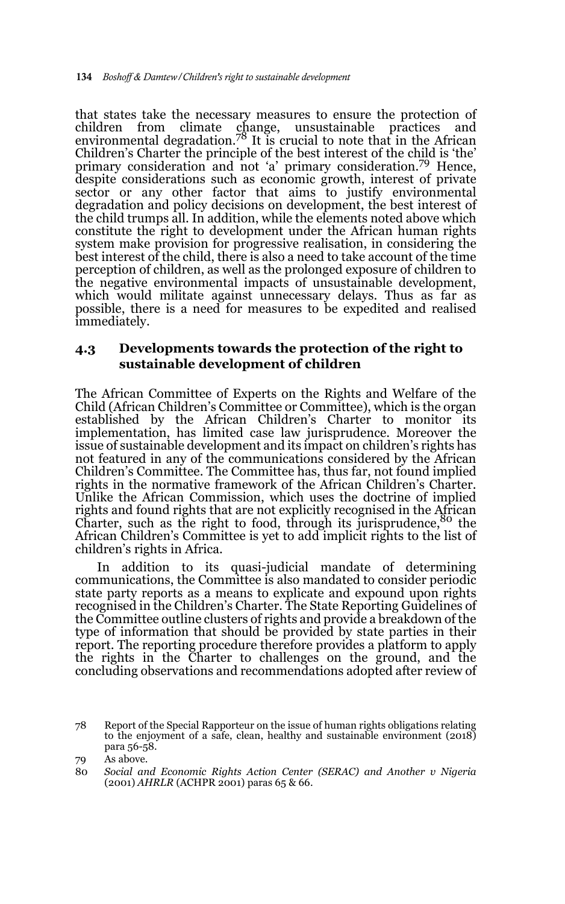that states take the necessary measures to ensure the protection of children from climate change, unsustainable practices and environmental degradation.[78] It is crucial to note that in the African Children's Charter the principle of the best interest of the child is 'the' primary consideration and not 'a' primary consideration.[79] Hence, despite considerations such as economic growth, interest of private sector or any other factor that aims to justify environmental degradation and policy decisions on development, the best interest of the child trumps all. In addition, while the elements noted above which constitute the right to development under the African human rights system make provision for progressive realisation, in considering the best interest of the child, there is also a need to take account of the time perception of children, as well as the prolonged exposure of children to the negative environmental impacts of unsustainable development, which would militate against unnecessary delays. Thus as far as possible, there is a need for measures to be expedited and realised immediately.

### 4.3 Developments towards the protection of the right to sustainable development of children

The African Committee of Experts on the Rights and Welfare of the Child (African Children's Committee or Committee), which is the organ established by the African Children's Charter to monitor its implementation, has limited case law jurisprudence. Moreover the issue of sustainable development and its impact on children's rights has not featured in any of the communications considered by the African Children's Committee. The Committee has, thus far, not found implied rights in the normative framework of the African Children's Charter. Unlike the African Commission, which uses the doctrine of implied rights and found rights that are not explicitly recognised in the African Charter, such as the right to food, through its jurisprudence,[80] the African Children's Committee is yet to add implicit rights to the list of children's rights in Africa.

In addition to its quasi-judicial mandate of determining communications, the Committee is also mandated to consider periodic state party reports as a means to explicate and expound upon rights recognised in the Children's Charter. The State Reporting Guidelines of the Committee outline clusters of rights and provide a breakdown of the type of information that should be provided by state parties in their report. The reporting procedure therefore provides a platform to apply the rights in the Charter to challenges on the ground, and the concluding observations and recommendations adopted after review of

---

78 Report of the Special Rapporteur on the issue of human rights obligations relating to the enjoyment of a safe, clean, healthy and sustainable environment (2018) para 56-58.

79 As above.

80 *Social and Economic Rights Action Center (SERAC) and Another v Nigeria* (2001) *AHRLR* (ACHPR 2001) paras 65 & 66.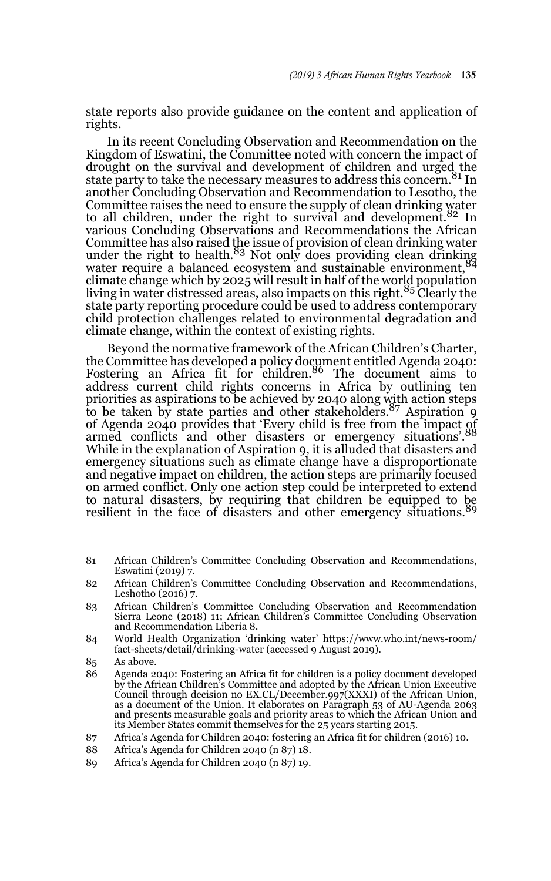state reports also provide guidance on the content and application of rights.

In its recent Concluding Observation and Recommendation on the Kingdom of Eswatini, the Committee noted with concern the impact of drought on the survival and development of children and urged the state party to take the necessary measures to address this concern.[81] In another Concluding Observation and Recommendation to Lesotho, the Committee raises the need to ensure the supply of clean drinking water to all children, under the right to survival and development.[82] In various Concluding Observations and Recommendations the African Committee has also raised the issue of provision of clean drinking water under the right to health.[83] Not only does providing clean drinking water require a balanced ecosystem and sustainable environment,[84] climate change which by 2025 will result in half of the world population living in water distressed areas, also impacts on this right.[85] Clearly the state party reporting procedure could be used to address contemporary child protection challenges related to environmental degradation and climate change, within the context of existing rights.

Beyond the normative framework of the African Children's Charter, the Committee has developed a policy document entitled Agenda 2040: Fostering an Africa fit for children.[86] The document aims to address current child rights concerns in Africa by outlining ten priorities as aspirations to be achieved by 2040 along with action steps to be taken by state parties and other stakeholders.[87] Aspiration 9 of Agenda 2040 provides that 'Every child is free from the impact of armed conflicts and other disasters or emergency situations'.[88] While in the explanation of Aspiration 9, it is alluded that disasters and emergency situations such as climate change have a disproportionate and negative impact on children, the action steps are primarily focused on armed conflict. Only one action step could be interpreted to extend to natural disasters, by requiring that children be equipped to be resilient in the face of disasters and other emergency situations.[89]

81 African Children's Committee Concluding Observation and Recommendations, Eswatini (2019) 7.

82 African Children's Committee Concluding Observation and Recommendations, Leshotho (2016) 7.

83 African Children's Committee Concluding Observation and Recommendation Sierra Leone (2018) 11; African Children's Committee Concluding Observation and Recommendation Liberia 8.

84 World Health Organization 'drinking water' https://www.who.int/news-room/fact-sheets/detail/drinking-water (accessed 9 August 2019).

85 As above.

86 Agenda 2040: Fostering an Africa fit for children is a policy document developed by the African Children's Committee and adopted by the African Union Executive Council through decision no EX.CL/December.997(XXXI) of the African Union, as a document of the Union. It elaborates on Paragraph 53 of AU-Agenda 2063 and presents measurable goals and priority areas to which the African Union and its Member States commit themselves for the 25 years starting 2015.

87 Africa's Agenda for Children 2040: fostering an Africa fit for children (2016) 10.

88 Africa's Agenda for Children 2040 (n 87) 18.

89 Africa's Agenda for Children 2040 (n 87) 19.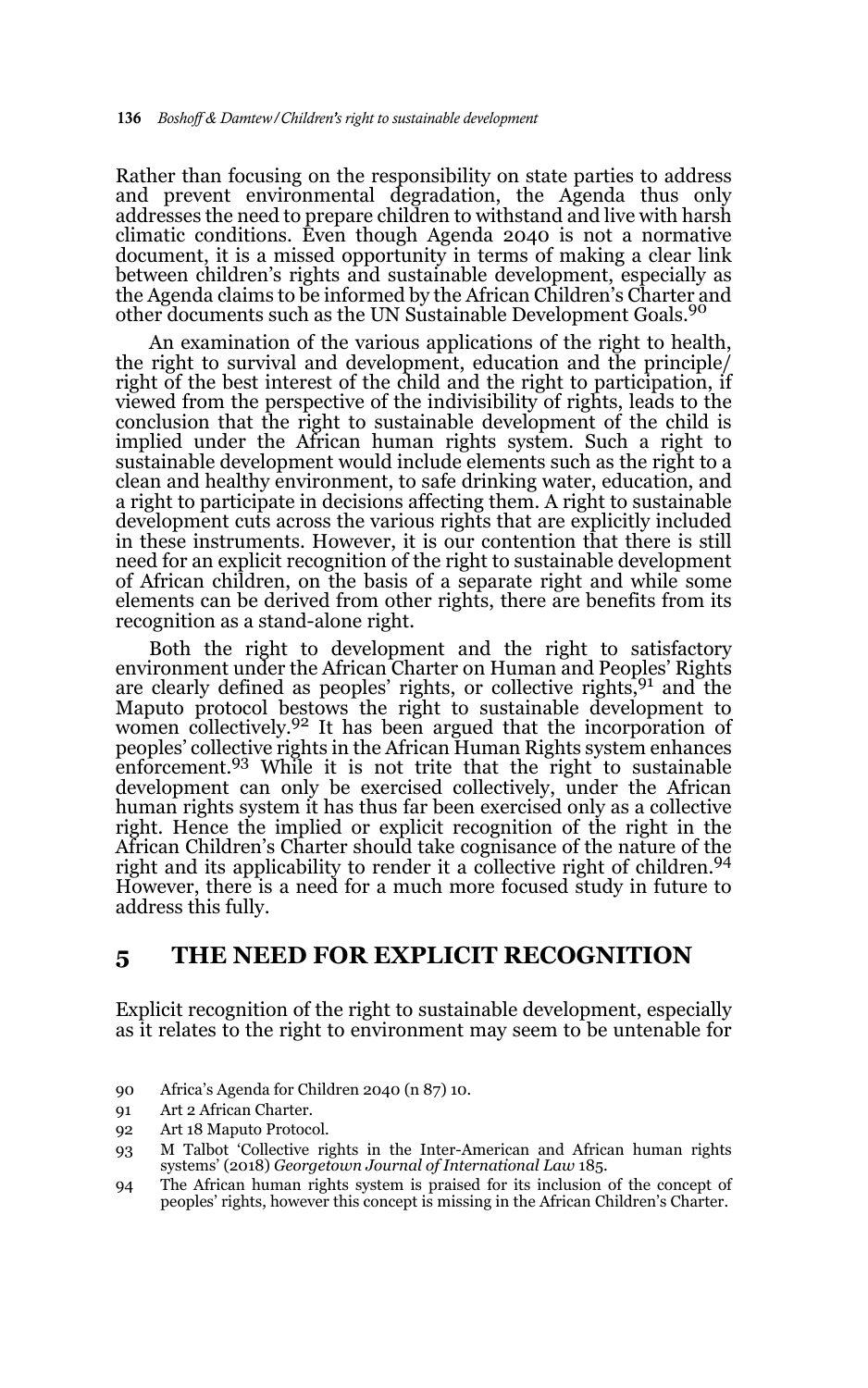Rather than focusing on the responsibility on state parties to address and prevent environmental degradation, the Agenda thus only addresses the need to prepare children to withstand and live with harsh climatic conditions. Even though Agenda 2040 is not a normative document, it is a missed opportunity in terms of making a clear link between children's rights and sustainable development, especially as the Agenda claims to be informed by the African Children's Charter and other documents such as the UN Sustainable Development Goals.[90]

An examination of the various applications of the right to health, the right to survival and development, education and the principle/right of the best interest of the child and the right to participation, if viewed from the perspective of the indivisibility of rights, leads to the conclusion that the right to sustainable development of the child is implied under the African human rights system. Such a right to sustainable development would include elements such as the right to a clean and healthy environment, to safe drinking water, education, and a right to participate in decisions affecting them. A right to sustainable development cuts across the various rights that are explicitly included in these instruments. However, it is our contention that there is still need for an explicit recognition of the right to sustainable development of African children, on the basis of a separate right and while some elements can be derived from other rights, there are benefits from its recognition as a stand-alone right.

Both the right to development and the right to satisfactory environment under the African Charter on Human and Peoples' Rights are clearly defined as peoples' rights, or collective rights,[91] and the Maputo protocol bestows the right to sustainable development to women collectively.[92] It has been argued that the incorporation of peoples' collective rights in the African Human Rights system enhances enforcement.[93] While it is not trite that the right to sustainable development can only be exercised collectively, under the African human rights system it has thus far been exercised only as a collective right. Hence the implied or explicit recognition of the right in the African Children's Charter should take cognisance of the nature of the right and its applicability to render it a collective right of children.[94] However, there is a need for a much more focused study in future to address this fully.

## 5 THE NEED FOR EXPLICIT RECOGNITION

Explicit recognition of the right to sustainable development, especially as it relates to the right to environment may seem to be untenable for

---

90 Africa's Agenda for Children 2040 (n 87) 10.

91 Art 2 African Charter.

92 Art 18 Maputo Protocol.

93 M Talbot 'Collective rights in the Inter-American and African human rights systems' (2018) *Georgetown Journal of International Law* 185.

94 The African human rights system is praised for its inclusion of the concept of peoples' rights, however this concept is missing in the African Children's Charter.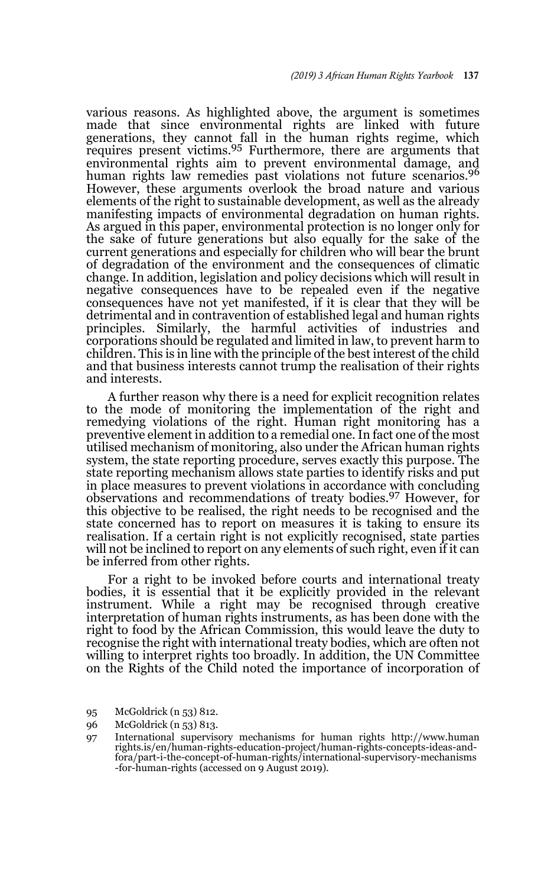various reasons. As highlighted above, the argument is sometimes made that since environmental rights are linked with future generations, they cannot fall in the human rights regime, which requires present victims.[95] Furthermore, there are arguments that environmental rights aim to prevent environmental damage, and human rights law remedies past violations not future scenarios.[96] However, these arguments overlook the broad nature and various elements of the right to sustainable development, as well as the already manifesting impacts of environmental degradation on human rights. As argued in this paper, environmental protection is no longer only for the sake of future generations but also equally for the sake of the current generations and especially for children who will bear the brunt of degradation of the environment and the consequences of climatic change. In addition, legislation and policy decisions which will result in negative consequences have to be repealed even if the negative consequences have not yet manifested, if it is clear that they will be detrimental and in contravention of established legal and human rights principles. Similarly, the harmful activities of industries and corporations should be regulated and limited in law, to prevent harm to children. This is in line with the principle of the best interest of the child and that business interests cannot trump the realisation of their rights and interests.

A further reason why there is a need for explicit recognition relates to the mode of monitoring the implementation of the right and remedying violations of the right. Human right monitoring has a preventive element in addition to a remedial one. In fact one of the most utilised mechanism of monitoring, also under the African human rights system, the state reporting procedure, serves exactly this purpose. The state reporting mechanism allows state parties to identify risks and put in place measures to prevent violations in accordance with concluding observations and recommendations of treaty bodies.[97] However, for this objective to be realised, the right needs to be recognised and the state concerned has to report on measures it is taking to ensure its realisation. If a certain right is not explicitly recognised, state parties will not be inclined to report on any elements of such right, even if it can be inferred from other rights.

For a right to be invoked before courts and international treaty bodies, it is essential that it be explicitly provided in the relevant instrument. While a right may be recognised through creative interpretation of human rights instruments, as has been done with the right to food by the African Commission, this would leave the duty to recognise the right with international treaty bodies, which are often not willing to interpret rights too broadly. In addition, the UN Committee on the Rights of the Child noted the importance of incorporation of

95 McGoldrick (n 53) 812.

96 McGoldrick (n 53) 813.

97 International supervisory mechanisms for human rights http://www.humanrights.is/en/human-rights-education-project/human-rights-concepts-ideas-and-fora/part-i-the-concept-of-human-rights/international-supervisory-mechanisms-for-human-rights (accessed on 9 August 2019).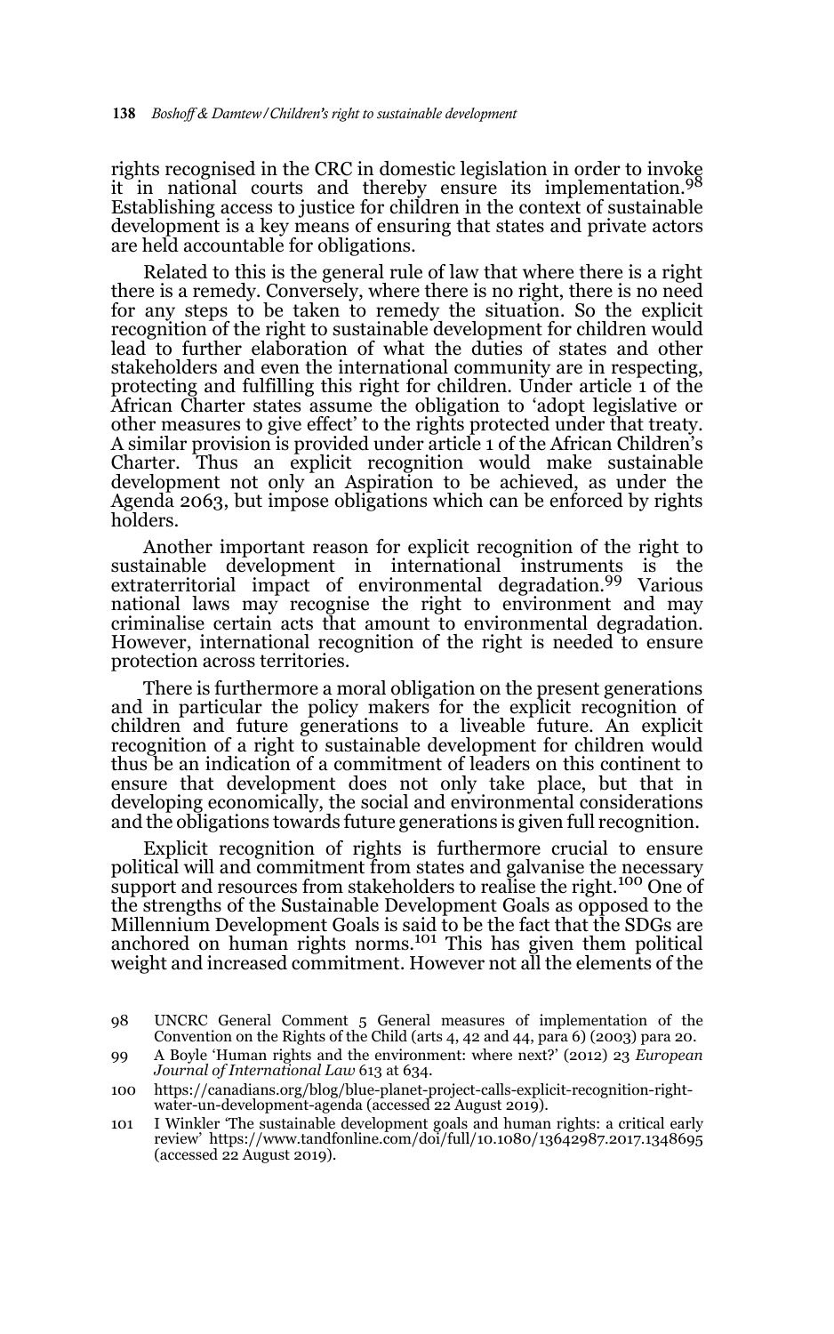rights recognised in the CRC in domestic legislation in order to invoke it in national courts and thereby ensure its implementation.[98] Establishing access to justice for children in the context of sustainable development is a key means of ensuring that states and private actors are held accountable for obligations.

Related to this is the general rule of law that where there is a right there is a remedy. Conversely, where there is no right, there is no need for any steps to be taken to remedy the situation. So the explicit recognition of the right to sustainable development for children would lead to further elaboration of what the duties of states and other stakeholders and even the international community are in respecting, protecting and fulfilling this right for children. Under article 1 of the African Charter states assume the obligation to 'adopt legislative or other measures to give effect' to the rights protected under that treaty. A similar provision is provided under article 1 of the African Children's Charter. Thus an explicit recognition would make sustainable development not only an Aspiration to be achieved, as under the Agenda 2063, but impose obligations which can be enforced by rights holders.

Another important reason for explicit recognition of the right to sustainable development in international instruments is the extraterritorial impact of environmental degradation.[99] Various national laws may recognise the right to environment and may criminalise certain acts that amount to environmental degradation. However, international recognition of the right is needed to ensure protection across territories.

There is furthermore a moral obligation on the present generations and in particular the policy makers for the explicit recognition of children and future generations to a liveable future. An explicit recognition of a right to sustainable development for children would thus be an indication of a commitment of leaders on this continent to ensure that development does not only take place, but that in developing economically, the social and environmental considerations and the obligations towards future generations is given full recognition.

Explicit recognition of rights is furthermore crucial to ensure political will and commitment from states and galvanise the necessary support and resources from stakeholders to realise the right.[100] One of the strengths of the Sustainable Development Goals as opposed to the Millennium Development Goals is said to be the fact that the SDGs are anchored on human rights norms.[101] This has given them political weight and increased commitment. However not all the elements of the

98 UNCRC General Comment 5 General measures of implementation of the Convention on the Rights of the Child (arts 4, 42 and 44, para 6) (2003) para 20.

99 A Boyle 'Human rights and the environment: where next?' (2012) 23 *European Journal of International Law* 613 at 634.

100 https://canadians.org/blog/blue-planet-project-calls-explicit-recognition-right-water-un-development-agenda (accessed 22 August 2019).

101 I Winkler 'The sustainable development goals and human rights: a critical early review' https://www.tandfonline.com/doi/full/10.1080/13642987.2017.1348695 (accessed 22 August 2019).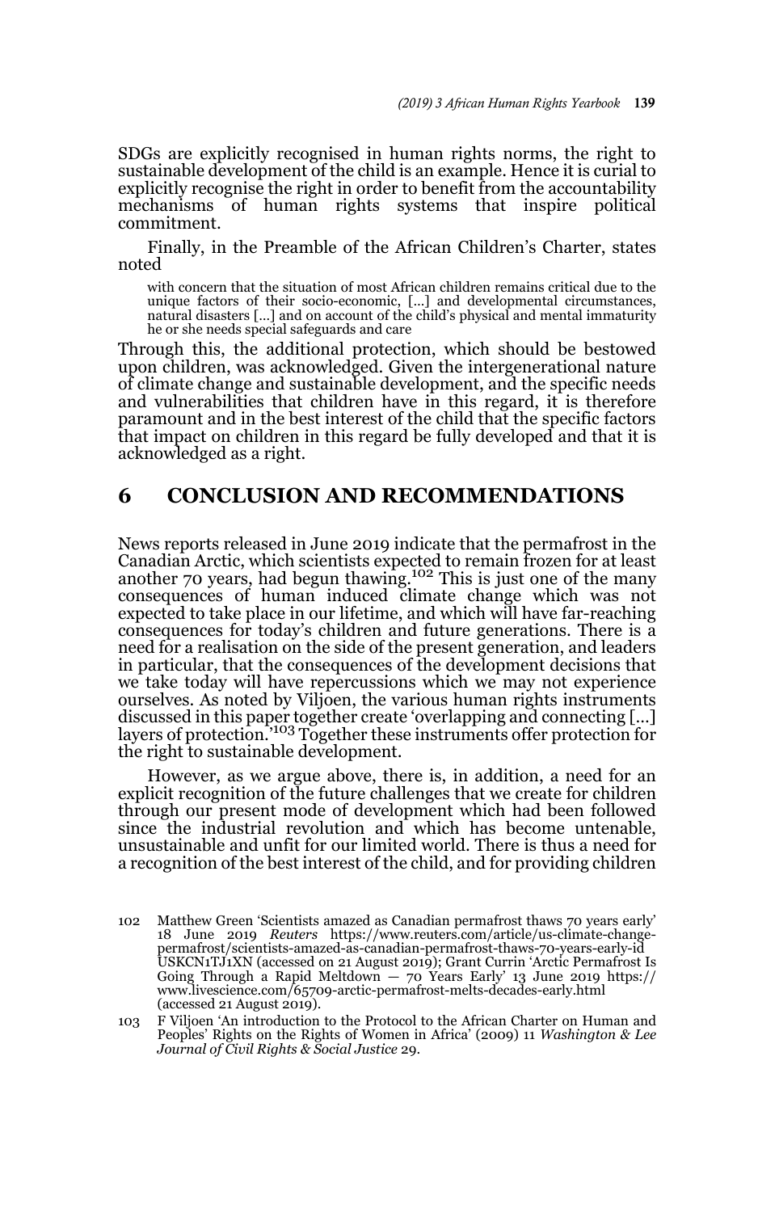SDGs are explicitly recognised in human rights norms, the right to sustainable development of the child is an example. Hence it is curial to explicitly recognise the right in order to benefit from the accountability mechanisms of human rights systems that inspire political commitment.

Finally, in the Preamble of the African Children's Charter, states noted

> with concern that the situation of most African children remains critical due to the unique factors of their socio-economic, […] and developmental circumstances, natural disasters […] and on account of the child's physical and mental immaturity he or she needs special safeguards and care

Through this, the additional protection, which should be bestowed upon children, was acknowledged. Given the intergenerational nature of climate change and sustainable development, and the specific needs and vulnerabilities that children have in this regard, it is therefore paramount and in the best interest of the child that the specific factors that impact on children in this regard be fully developed and that it is acknowledged as a right.

## 6 CONCLUSION AND RECOMMENDATIONS

News reports released in June 2019 indicate that the permafrost in the Canadian Arctic, which scientists expected to remain frozen for at least another 70 years, had begun thawing.[102] This is just one of the many consequences of human induced climate change which was not expected to take place in our lifetime, and which will have far-reaching consequences for today's children and future generations. There is a need for a realisation on the side of the present generation, and leaders in particular, that the consequences of the development decisions that we take today will have repercussions which we may not experience ourselves. As noted by Viljoen, the various human rights instruments discussed in this paper together create 'overlapping and connecting […] layers of protection.'[103] Together these instruments offer protection for the right to sustainable development.

However, as we argue above, there is, in addition, a need for an explicit recognition of the future challenges that we create for children through our present mode of development which had been followed since the industrial revolution and which has become untenable, unsustainable and unfit for our limited world. There is thus a need for a recognition of the best interest of the child, and for providing children

---

102 Matthew Green 'Scientists amazed as Canadian permafrost thaws 70 years early' 18 June 2019 *Reuters* https://www.reuters.com/article/us-climate-change-permafrost/scientists-amazed-as-canadian-permafrost-thaws-70-years-early-idUSKCN1TJ1XN (accessed on 21 August 2019); Grant Currin 'Arctic Permafrost Is Going Through a Rapid Meltdown — 70 Years Early' 13 June 2019 https://www.livescience.com/65709-arctic-permafrost-melts-decades-early.html (accessed 21 August 2019).

103 F Viljoen 'An introduction to the Protocol to the African Charter on Human and Peoples' Rights on the Rights of Women in Africa' (2009) 11 *Washington & Lee Journal of Civil Rights & Social Justice* 29.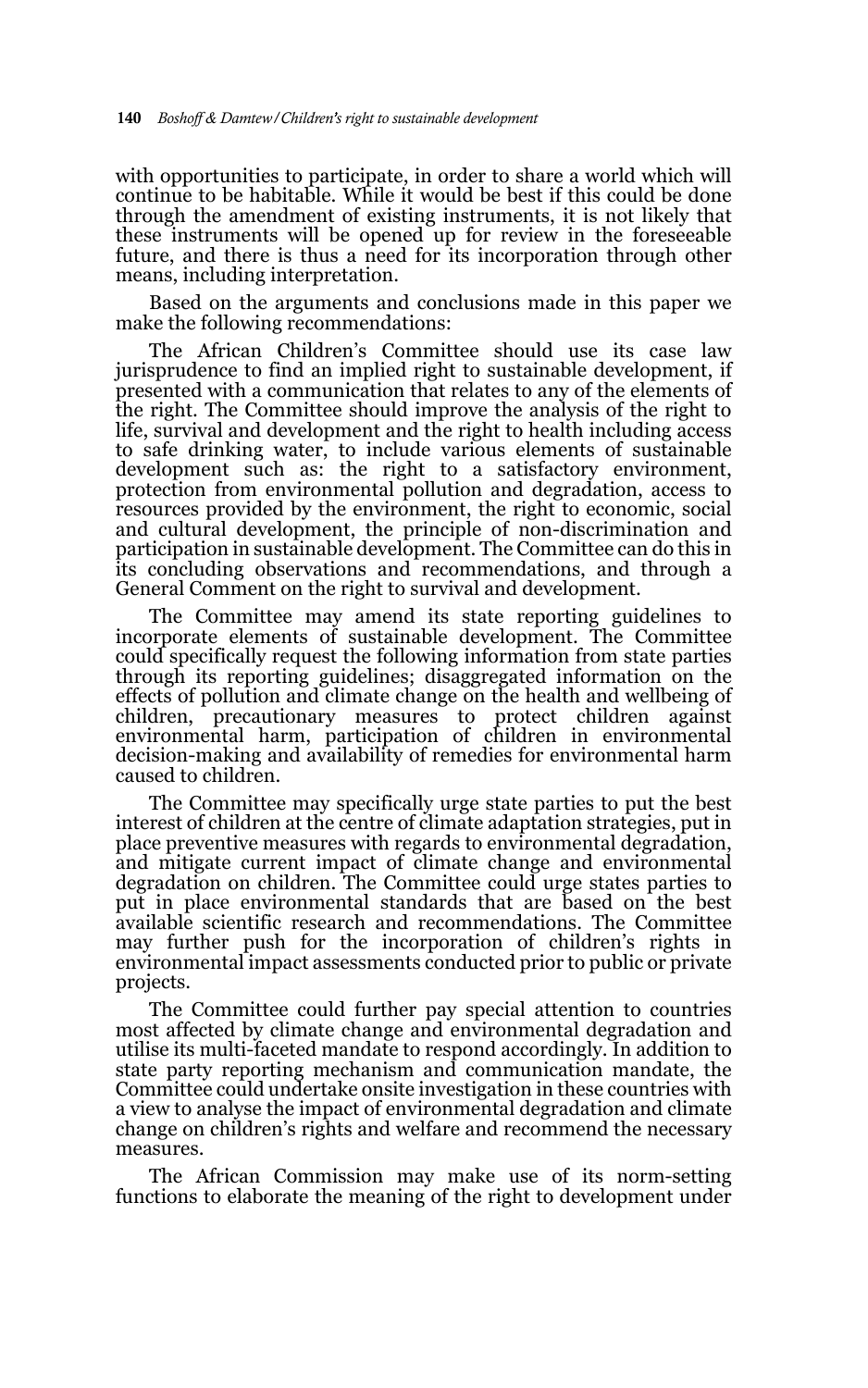with opportunities to participate, in order to share a world which will continue to be habitable. While it would be best if this could be done through the amendment of existing instruments, it is not likely that these instruments will be opened up for review in the foreseeable future, and there is thus a need for its incorporation through other means, including interpretation.

Based on the arguments and conclusions made in this paper we make the following recommendations:

The African Children's Committee should use its case law jurisprudence to find an implied right to sustainable development, if presented with a communication that relates to any of the elements of the right. The Committee should improve the analysis of the right to life, survival and development and the right to health including access to safe drinking water, to include various elements of sustainable development such as: the right to a satisfactory environment, protection from environmental pollution and degradation, access to resources provided by the environment, the right to economic, social and cultural development, the principle of non-discrimination and participation in sustainable development. The Committee can do this in its concluding observations and recommendations, and through a General Comment on the right to survival and development.

The Committee may amend its state reporting guidelines to incorporate elements of sustainable development. The Committee could specifically request the following information from state parties through its reporting guidelines; disaggregated information on the effects of pollution and climate change on the health and wellbeing of children, precautionary measures to protect children against environmental harm, participation of children in environmental decision-making and availability of remedies for environmental harm caused to children.

The Committee may specifically urge state parties to put the best interest of children at the centre of climate adaptation strategies, put in place preventive measures with regards to environmental degradation, and mitigate current impact of climate change and environmental degradation on children. The Committee could urge states parties to put in place environmental standards that are based on the best available scientific research and recommendations. The Committee may further push for the incorporation of children's rights in environmental impact assessments conducted prior to public or private projects.

The Committee could further pay special attention to countries most affected by climate change and environmental degradation and utilise its multi-faceted mandate to respond accordingly. In addition to state party reporting mechanism and communication mandate, the Committee could undertake onsite investigation in these countries with a view to analyse the impact of environmental degradation and climate change on children's rights and welfare and recommend the necessary measures.

The African Commission may make use of its norm-setting functions to elaborate the meaning of the right to development under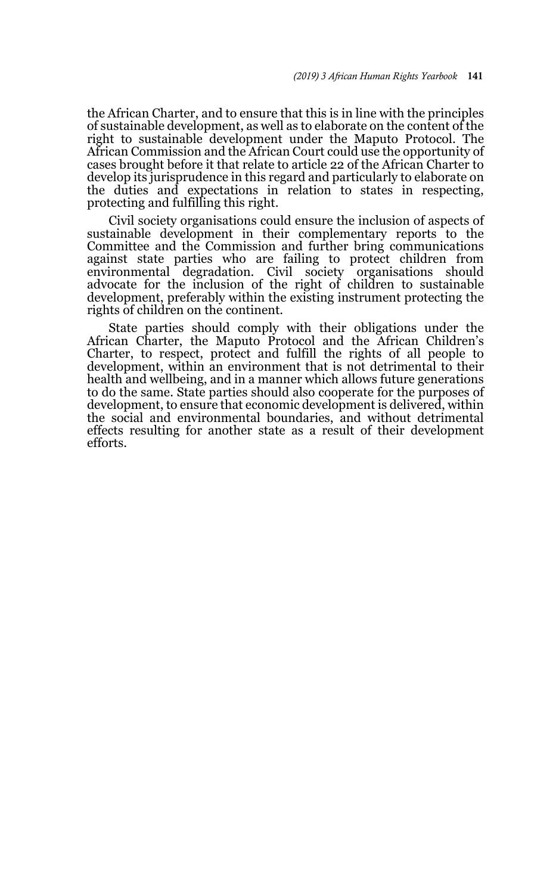the African Charter, and to ensure that this is in line with the principles of sustainable development, as well as to elaborate on the content of the right to sustainable development under the Maputo Protocol. The African Commission and the African Court could use the opportunity of cases brought before it that relate to article 22 of the African Charter to develop its jurisprudence in this regard and particularly to elaborate on the duties and expectations in relation to states in respecting, protecting and fulfilling this right.

Civil society organisations could ensure the inclusion of aspects of sustainable development in their complementary reports to the Committee and the Commission and further bring communications against state parties who are failing to protect children from environmental degradation. Civil society organisations should advocate for the inclusion of the right of children to sustainable development, preferably within the existing instrument protecting the rights of children on the continent.

State parties should comply with their obligations under the African Charter, the Maputo Protocol and the African Children's Charter, to respect, protect and fulfill the rights of all people to development, within an environment that is not detrimental to their health and wellbeing, and in a manner which allows future generations to do the same. State parties should also cooperate for the purposes of development, to ensure that economic development is delivered, within the social and environmental boundaries, and without detrimental effects resulting for another state as a result of their development efforts.